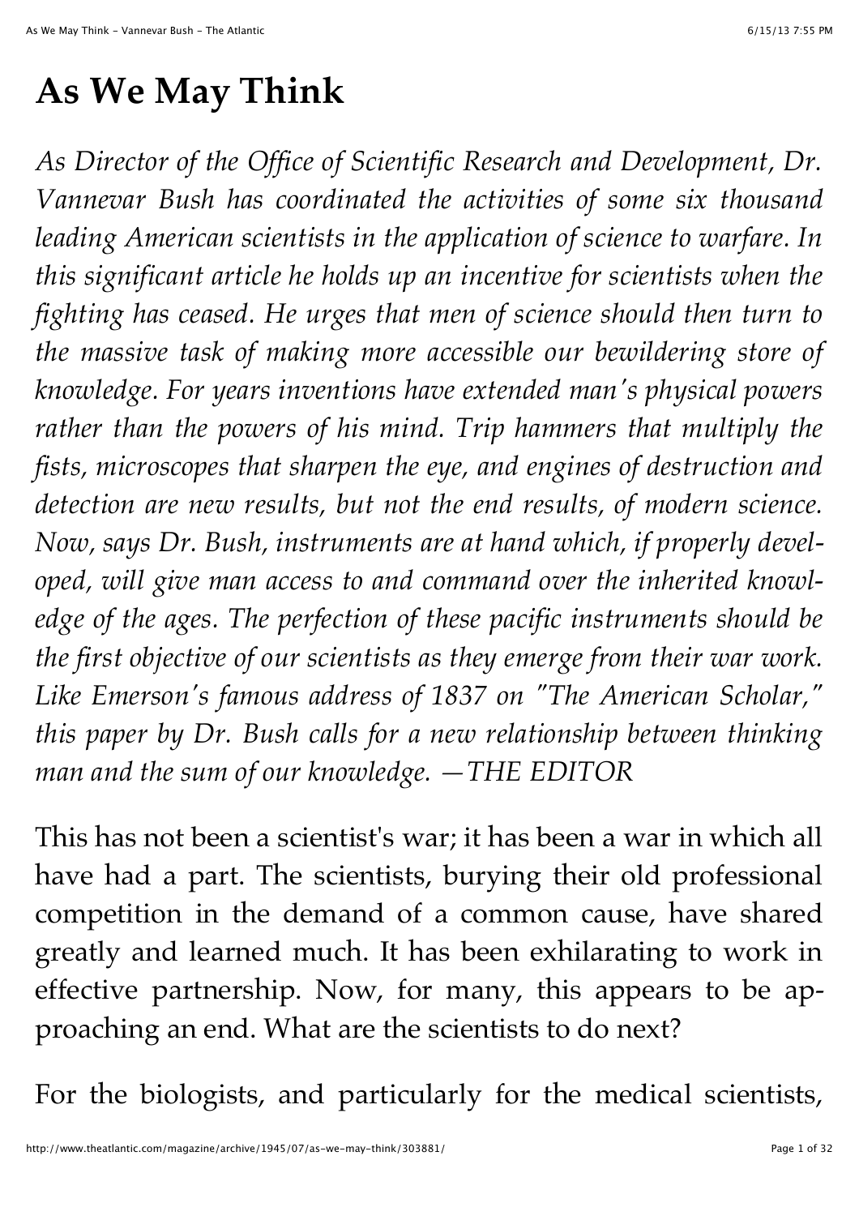# As We May Think

*As Director of the Office of Scientific Research and Development, Dr. Vannevar Bush has coordinated the activities of some six thousand leading American scientists in the application of science to warfare. In this significant article he holds up an incentive for scientists when the fighting has ceased. He urges that men of science should then turn to the massive task of making more accessible our bewildering store of knowledge. For years inventions have extended man's physical powers rather than the powers of his mind. Trip hammers that multiply the fists, microscopes that sharpen the eye, and engines of destruction and detection are new results, but not the end results, of modern science. Now, says Dr. Bush, instruments are at hand which, if properly developed, will give man access to and command over the inherited knowledge of the ages. The perfection of these pacific instruments should be the first objective of our scientists as they emerge from their war work. Like Emerson's famous address of 1837 on "The American Scholar," this paper by Dr. Bush calls for a new relationship between thinking man and the sum of our knowledge. —THE EDITOR*

This has not been a scientist's war; it has been a war in which all have had a part. The scientists, burying their old professional competition in the demand of a common cause, have shared greatly and learned much. It has been exhilarating to work in effective partnership. Now, for many, this appears to be approaching an end. What are the scientists to do next?

For the biologists, and particularly for the medical scientists,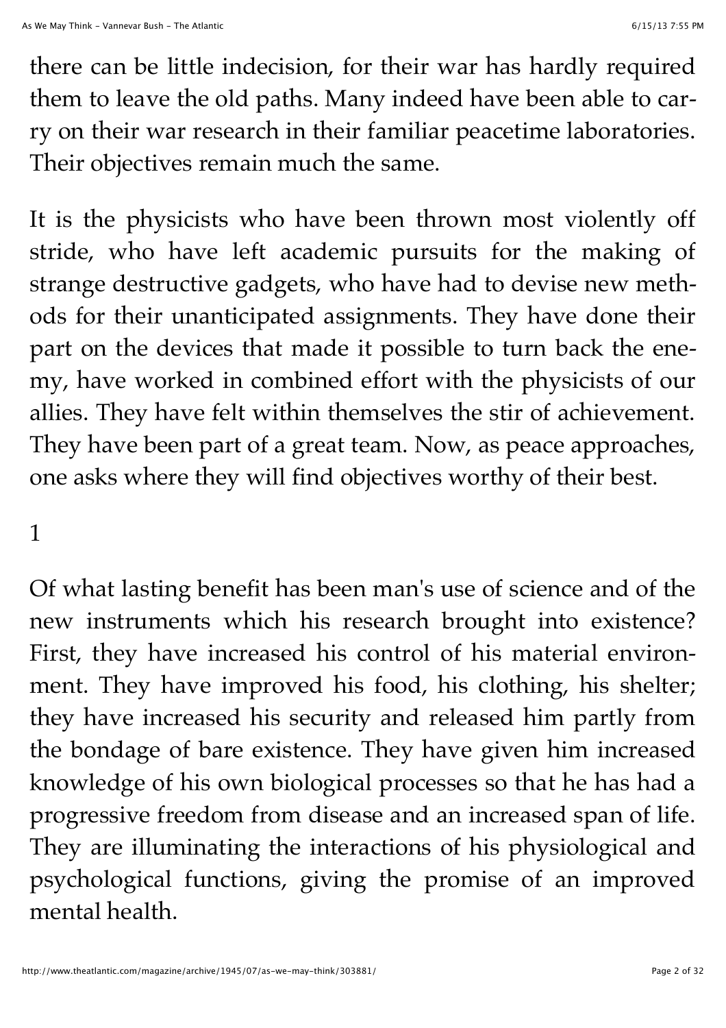there can be little indecision, for their war has hardly required them to leave the old paths. Many indeed have been able to carry on their war research in their familiar peacetime laboratories. Their objectives remain much the same.

It is the physicists who have been thrown most violently off stride, who have left academic pursuits for the making of strange destructive gadgets, who have had to devise new methods for their unanticipated assignments. They have done their part on the devices that made it possible to turn back the enemy, have worked in combined effort with the physicists of our allies. They have felt within themselves the stir of achievement. They have been part of a great team. Now, as peace approaches, one asks where they will find objectives worthy of their best.

## 1

Of what lasting benefit has been man's use of science and of the new instruments which his research brought into existence? First, they have increased his control of his material environment. They have improved his food, his clothing, his shelter; they have increased his security and released him partly from the bondage of bare existence. They have given him increased knowledge of his own biological processes so that he has had a progressive freedom from disease and an increased span of life. They are illuminating the interactions of his physiological and psychological functions, giving the promise of an improved mental health.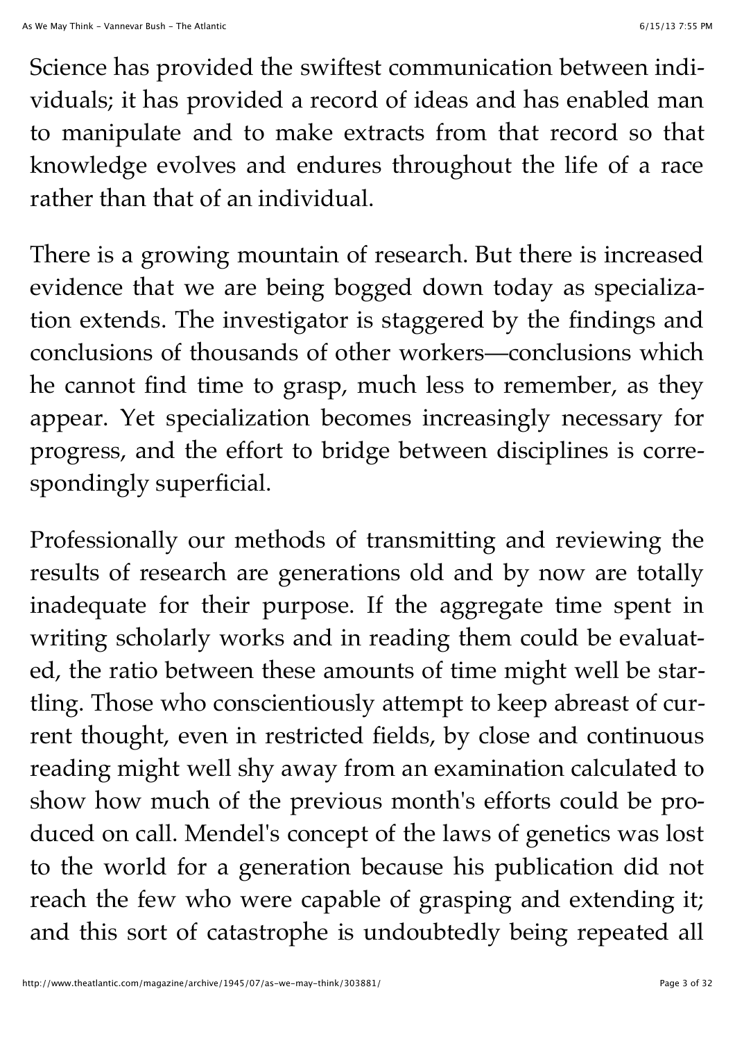Science has provided the swiftest communication between individuals; it has provided a record of ideas and has enabled man to manipulate and to make extracts from that record so that knowledge evolves and endures throughout the life of a race rather than that of an individual.

There is a growing mountain of research. But there is increased evidence that we are being bogged down today as specialization extends. The investigator is staggered by the findings and conclusions of thousands of other workers—conclusions which he cannot find time to grasp, much less to remember, as they appear. Yet specialization becomes increasingly necessary for progress, and the effort to bridge between disciplines is correspondingly superficial.

Professionally our methods of transmitting and reviewing the results of research are generations old and by now are totally inadequate for their purpose. If the aggregate time spent in writing scholarly works and in reading them could be evaluated, the ratio between these amounts of time might well be startling. Those who conscientiously attempt to keep abreast of current thought, even in restricted fields, by close and continuous reading might well shy away from an examination calculated to show how much of the previous month's efforts could be produced on call. Mendel's concept of the laws of genetics was lost to the world for a generation because his publication did not reach the few who were capable of grasping and extending it; and this sort of catastrophe is undoubtedly being repeated all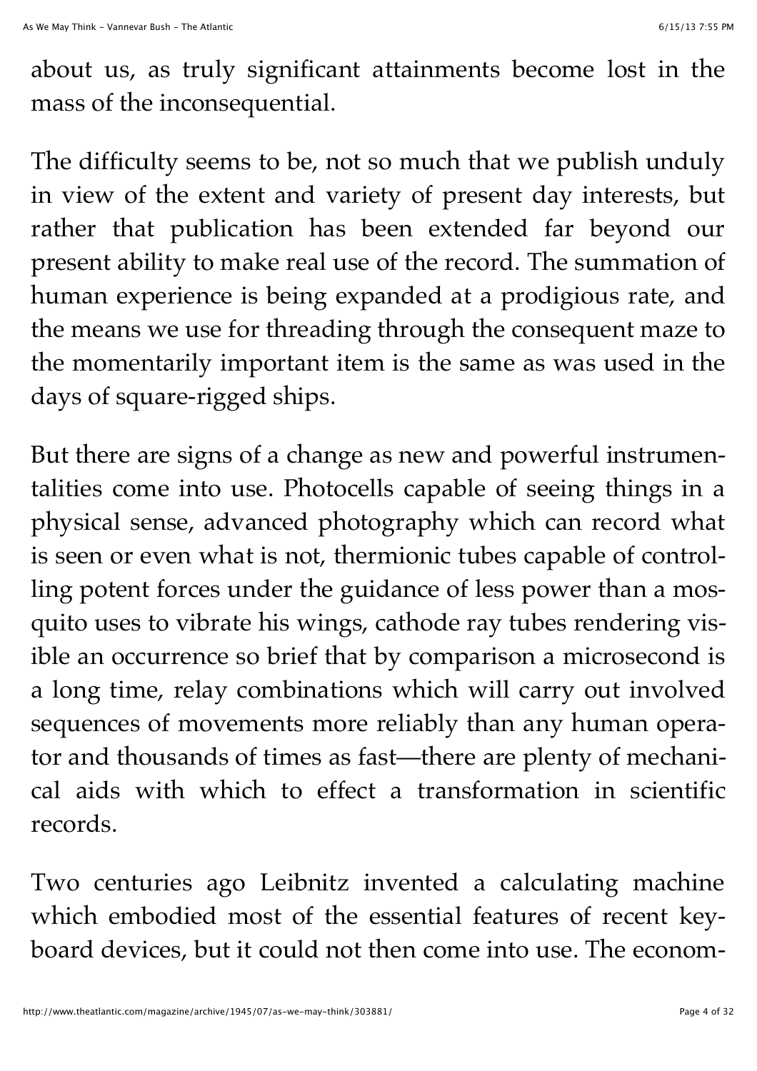about us, as truly significant attainments become lost in the mass of the inconsequential.

The difficulty seems to be, not so much that we publish unduly in view of the extent and variety of present day interests, but rather that publication has been extended far beyond our present ability to make real use of the record. The summation of human experience is being expanded at a prodigious rate, and the means we use for threading through the consequent maze to the momentarily important item is the same as was used in the days of square-rigged ships.

But there are signs of a change as new and powerful instrumentalities come into use. Photocells capable of seeing things in a physical sense, advanced photography which can record what is seen or even what is not, thermionic tubes capable of controlling potent forces under the guidance of less power than a mosquito uses to vibrate his wings, cathode ray tubes rendering visible an occurrence so brief that by comparison a microsecond is a long time, relay combinations which will carry out involved sequences of movements more reliably than any human operator and thousands of times as fast—there are plenty of mechanical aids with which to effect a transformation in scientific records.

Two centuries ago Leibnitz invented a calculating machine which embodied most of the essential features of recent keyboard devices, but it could not then come into use. The econom-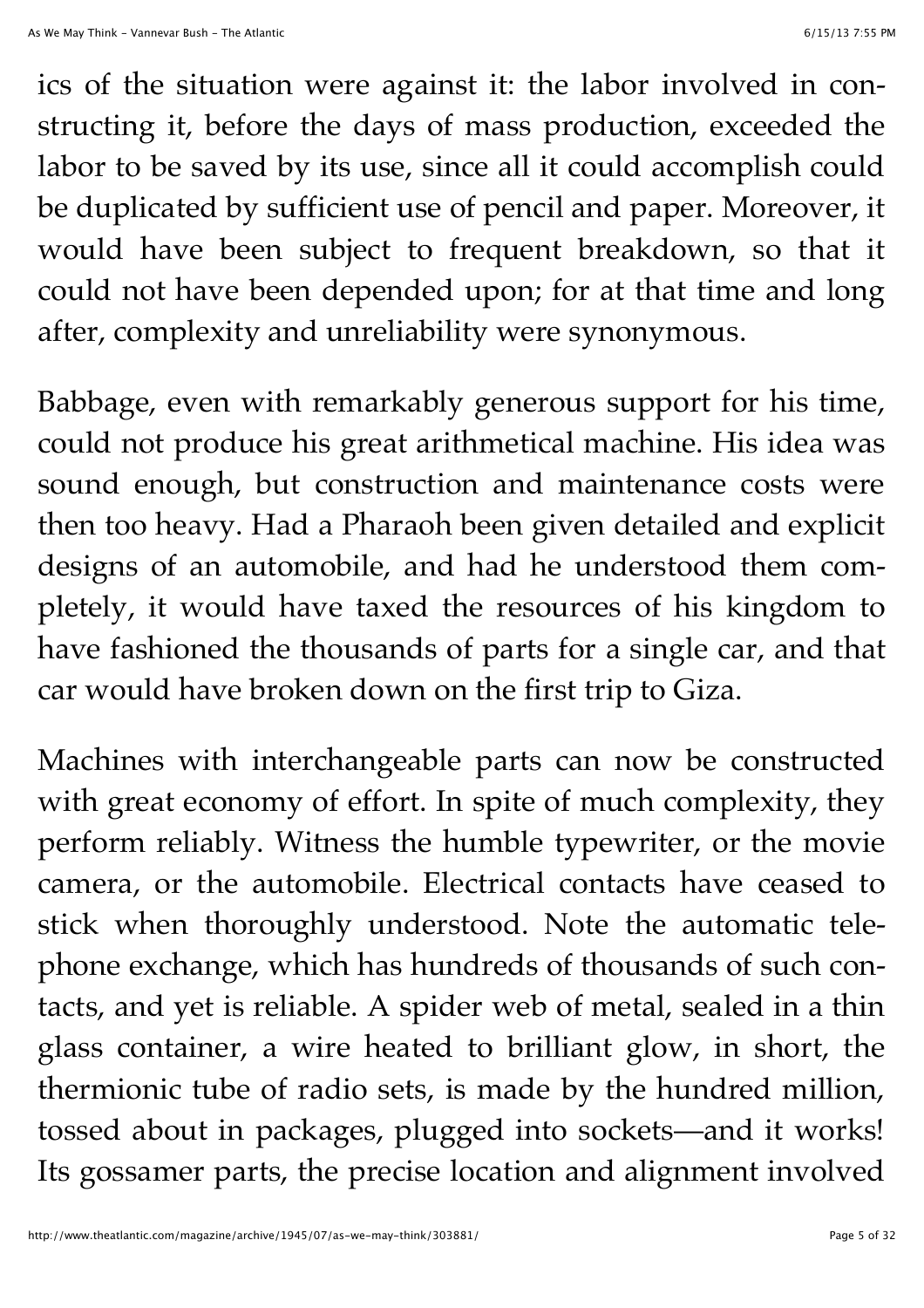ics of the situation were against it: the labor involved in constructing it, before the days of mass production, exceeded the labor to be saved by its use, since all it could accomplish could be duplicated by sufficient use of pencil and paper. Moreover, it would have been subject to frequent breakdown, so that it could not have been depended upon; for at that time and long after, complexity and unreliability were synonymous.

Babbage, even with remarkably generous support for his time, could not produce his great arithmetical machine. His idea was sound enough, but construction and maintenance costs were then too heavy. Had a Pharaoh been given detailed and explicit designs of an automobile, and had he understood them completely, it would have taxed the resources of his kingdom to have fashioned the thousands of parts for a single car, and that car would have broken down on the first trip to Giza.

Machines with interchangeable parts can now be constructed with great economy of effort. In spite of much complexity, they perform reliably. Witness the humble typewriter, or the movie camera, or the automobile. Electrical contacts have ceased to stick when thoroughly understood. Note the automatic telephone exchange, which has hundreds of thousands of such contacts, and yet is reliable. A spider web of metal, sealed in a thin glass container, a wire heated to brilliant glow, in short, the thermionic tube of radio sets, is made by the hundred million, tossed about in packages, plugged into sockets—and it works! Its gossamer parts, the precise location and alignment involved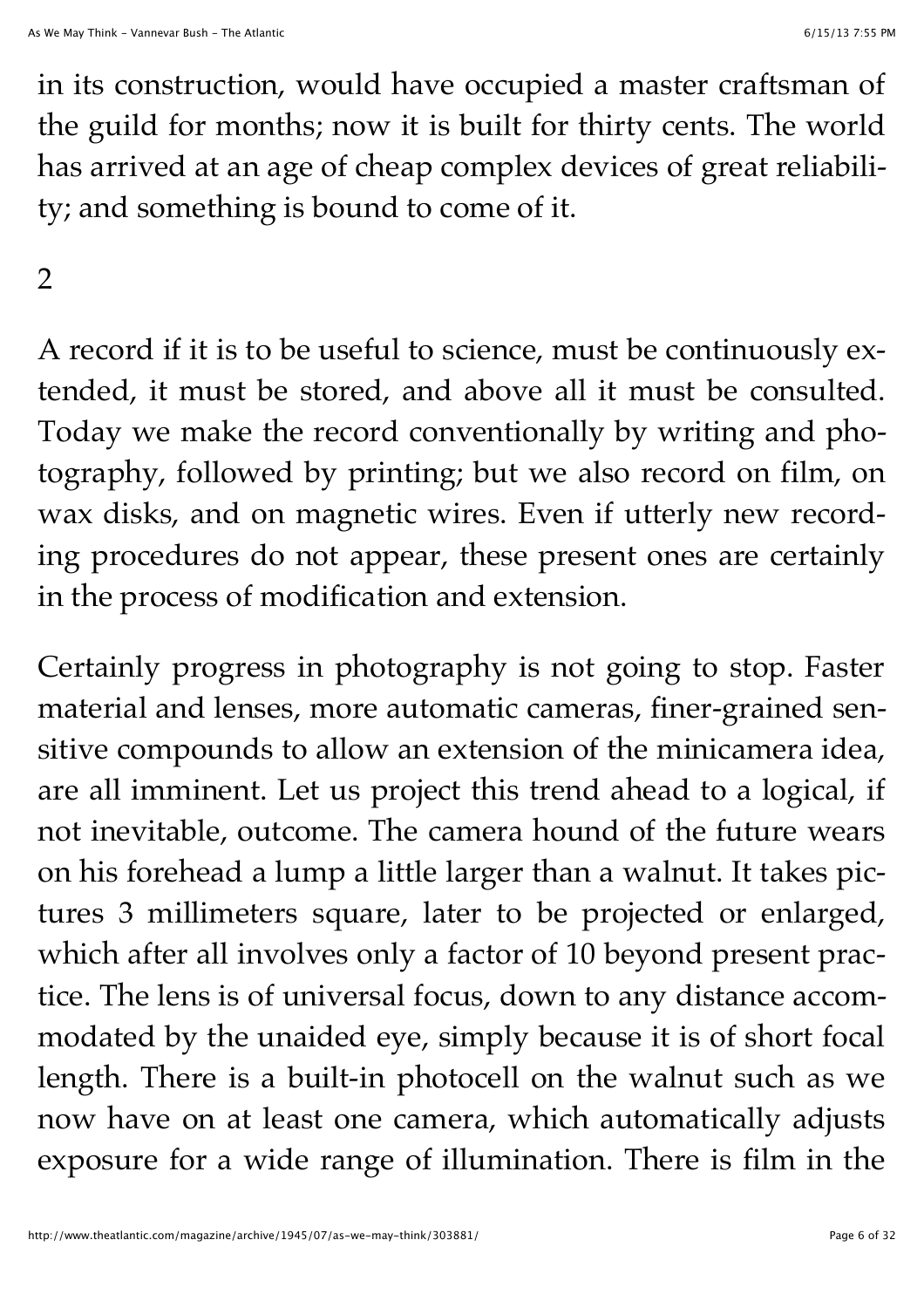in its construction, would have occupied a master craftsman of the guild for months; now it is built for thirty cents. The world has arrived at an age of cheap complex devices of great reliability; and something is bound to come of it.

## 2

A record if it is to be useful to science, must be continuously extended, it must be stored, and above all it must be consulted. Today we make the record conventionally by writing and photography, followed by printing; but we also record on film, on wax disks, and on magnetic wires. Even if utterly new recording procedures do not appear, these present ones are certainly in the process of modification and extension.

Certainly progress in photography is not going to stop. Faster material and lenses, more automatic cameras, finer-grained sensitive compounds to allow an extension of the minicamera idea, are all imminent. Let us project this trend ahead to a logical, if not inevitable, outcome. The camera hound of the future wears on his forehead a lump a little larger than a walnut. It takes pictures 3 millimeters square, later to be projected or enlarged, which after all involves only a factor of 10 beyond present practice. The lens is of universal focus, down to any distance accommodated by the unaided eye, simply because it is of short focal length. There is a built-in photocell on the walnut such as we now have on at least one camera, which automatically adjusts exposure for a wide range of illumination. There is film in the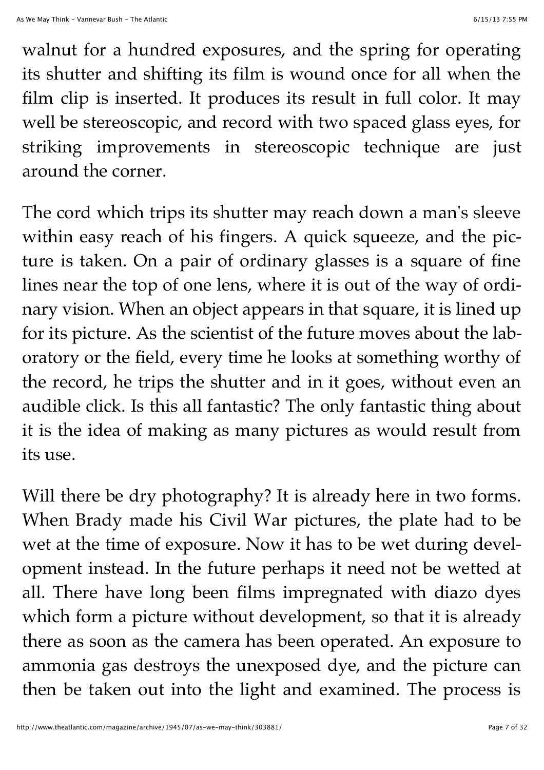walnut for a hundred exposures, and the spring for operating its shutter and shifting its film is wound once for all when the film clip is inserted. It produces its result in full color. It may well be stereoscopic, and record with two spaced glass eyes, for striking improvements in stereoscopic technique are just around the corner.

The cord which trips its shutter may reach down a man's sleeve within easy reach of his fingers. A quick squeeze, and the picture is taken. On a pair of ordinary glasses is a square of fine lines near the top of one lens, where it is out of the way of ordinary vision. When an object appears in that square, it is lined up for its picture. As the scientist of the future moves about the laboratory or the field, every time he looks at something worthy of the record, he trips the shutter and in it goes, without even an audible click. Is this all fantastic? The only fantastic thing about it is the idea of making as many pictures as would result from its use.

Will there be dry photography? It is already here in two forms. When Brady made his Civil War pictures, the plate had to be wet at the time of exposure. Now it has to be wet during development instead. In the future perhaps it need not be wetted at all. There have long been films impregnated with diazo dyes which form a picture without development, so that it is already there as soon as the camera has been operated. An exposure to ammonia gas destroys the unexposed dye, and the picture can then be taken out into the light and examined. The process is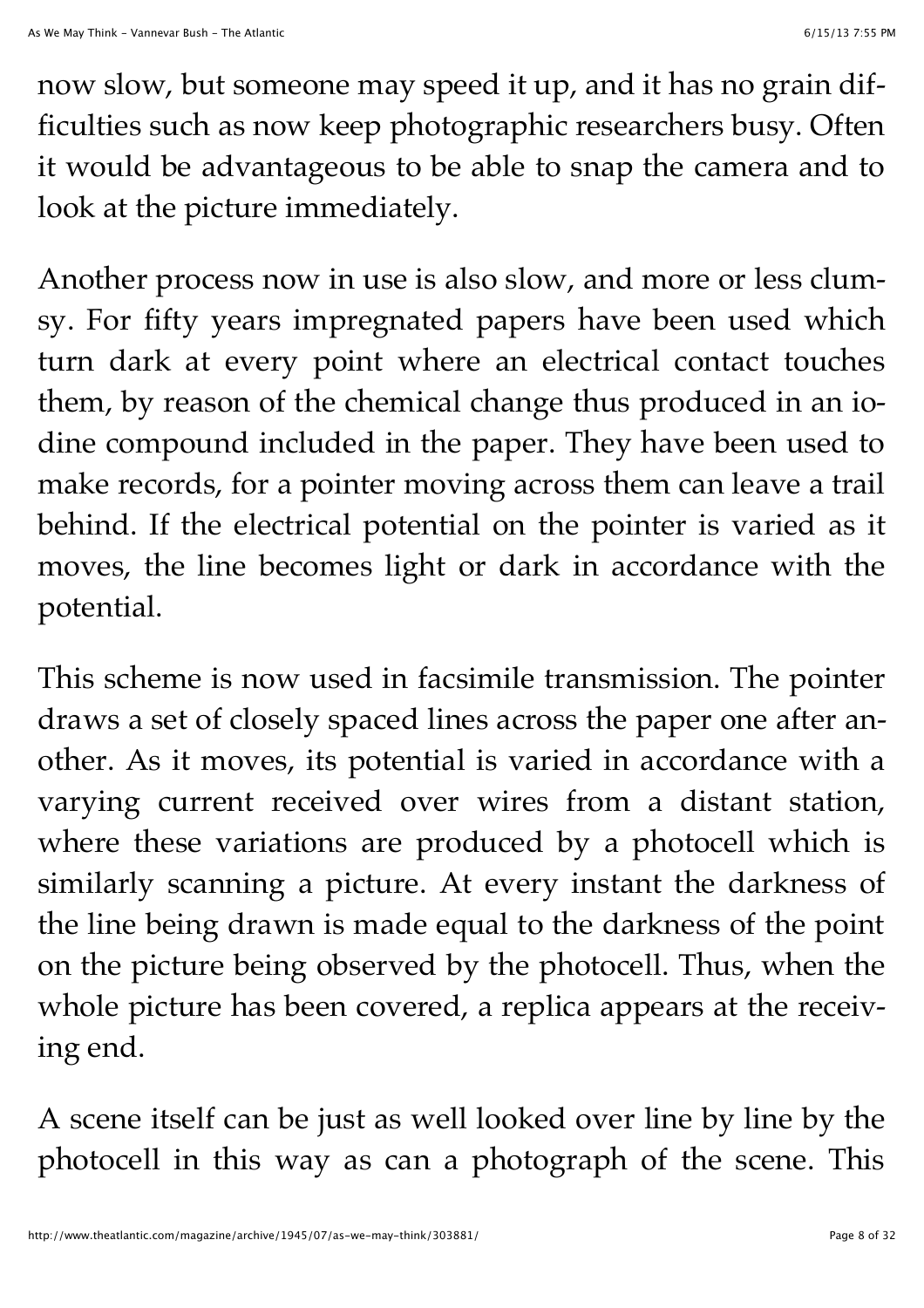now slow, but someone may speed it up, and it has no grain difficulties such as now keep photographic researchers busy. Often it would be advantageous to be able to snap the camera and to look at the picture immediately.

Another process now in use is also slow, and more or less clumsy. For fifty years impregnated papers have been used which turn dark at every point where an electrical contact touches them, by reason of the chemical change thus produced in an iodine compound included in the paper. They have been used to make records, for a pointer moving across them can leave a trail behind. If the electrical potential on the pointer is varied as it moves, the line becomes light or dark in accordance with the potential.

This scheme is now used in facsimile transmission. The pointer draws a set of closely spaced lines across the paper one after another. As it moves, its potential is varied in accordance with a varying current received over wires from a distant station, where these variations are produced by a photocell which is similarly scanning a picture. At every instant the darkness of the line being drawn is made equal to the darkness of the point on the picture being observed by the photocell. Thus, when the whole picture has been covered, a replica appears at the receiving end.

A scene itself can be just as well looked over line by line by the photocell in this way as can a photograph of the scene. This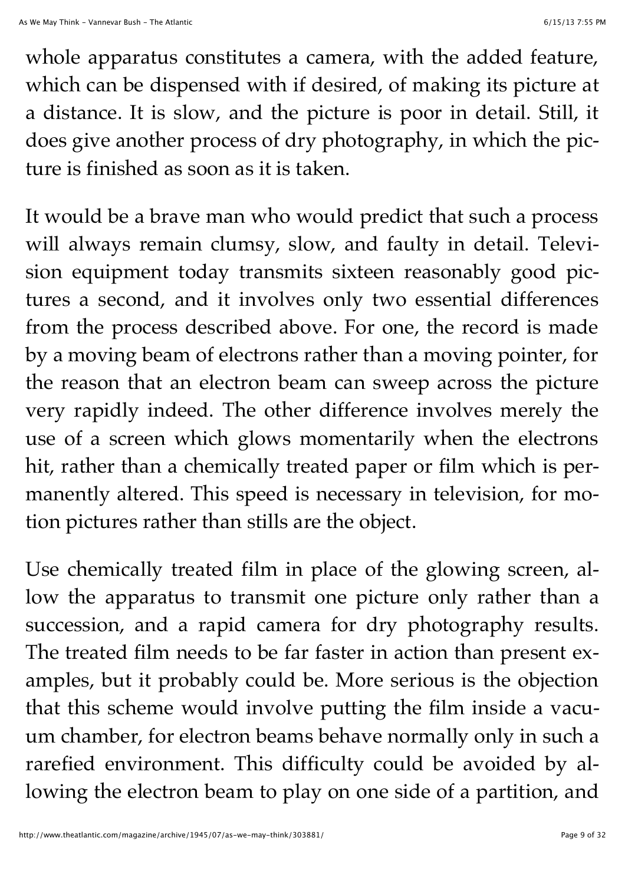whole apparatus constitutes a camera, with the added feature, which can be dispensed with if desired, of making its picture at a distance. It is slow, and the picture is poor in detail. Still, it does give another process of dry photography, in which the picture is finished as soon as it is taken.

It would be a brave man who would predict that such a process will always remain clumsy, slow, and faulty in detail. Television equipment today transmits sixteen reasonably good pictures a second, and it involves only two essential differences from the process described above. For one, the record is made by a moving beam of electrons rather than a moving pointer, for the reason that an electron beam can sweep across the picture very rapidly indeed. The other difference involves merely the use of a screen which glows momentarily when the electrons hit, rather than a chemically treated paper or film which is permanently altered. This speed is necessary in television, for motion pictures rather than stills are the object.

Use chemically treated film in place of the glowing screen, allow the apparatus to transmit one picture only rather than a succession, and a rapid camera for dry photography results. The treated film needs to be far faster in action than present examples, but it probably could be. More serious is the objection that this scheme would involve putting the film inside a vacuum chamber, for electron beams behave normally only in such a rarefied environment. This difficulty could be avoided by allowing the electron beam to play on one side of a partition, and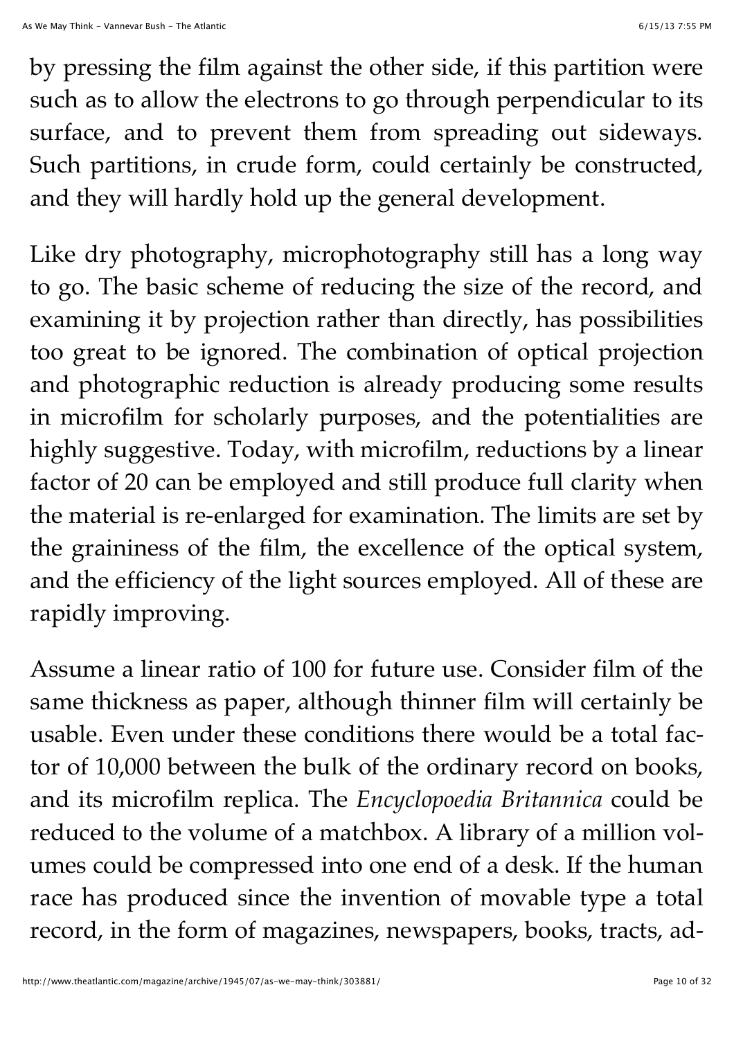by pressing the film against the other side, if this partition were such as to allow the electrons to go through perpendicular to its surface, and to prevent them from spreading out sideways. Such partitions, in crude form, could certainly be constructed, and they will hardly hold up the general development.

Like dry photography, microphotography still has a long way to go. The basic scheme of reducing the size of the record, and examining it by projection rather than directly, has possibilities too great to be ignored. The combination of optical projection and photographic reduction is already producing some results in microfilm for scholarly purposes, and the potentialities are highly suggestive. Today, with microfilm, reductions by a linear factor of 20 can be employed and still produce full clarity when the material is re-enlarged for examination. The limits are set by the graininess of the film, the excellence of the optical system, and the efficiency of the light sources employed. All of these are rapidly improving.

Assume a linear ratio of 100 for future use. Consider film of the same thickness as paper, although thinner film will certainly be usable. Even under these conditions there would be a total factor of 10,000 between the bulk of the ordinary record on books, and its microfilm replica. The *Encyclopoedia Britannica* could be reduced to the volume of a matchbox. A library of a million volumes could be compressed into one end of a desk. If the human race has produced since the invention of movable type a total record, in the form of magazines, newspapers, books, tracts, ad-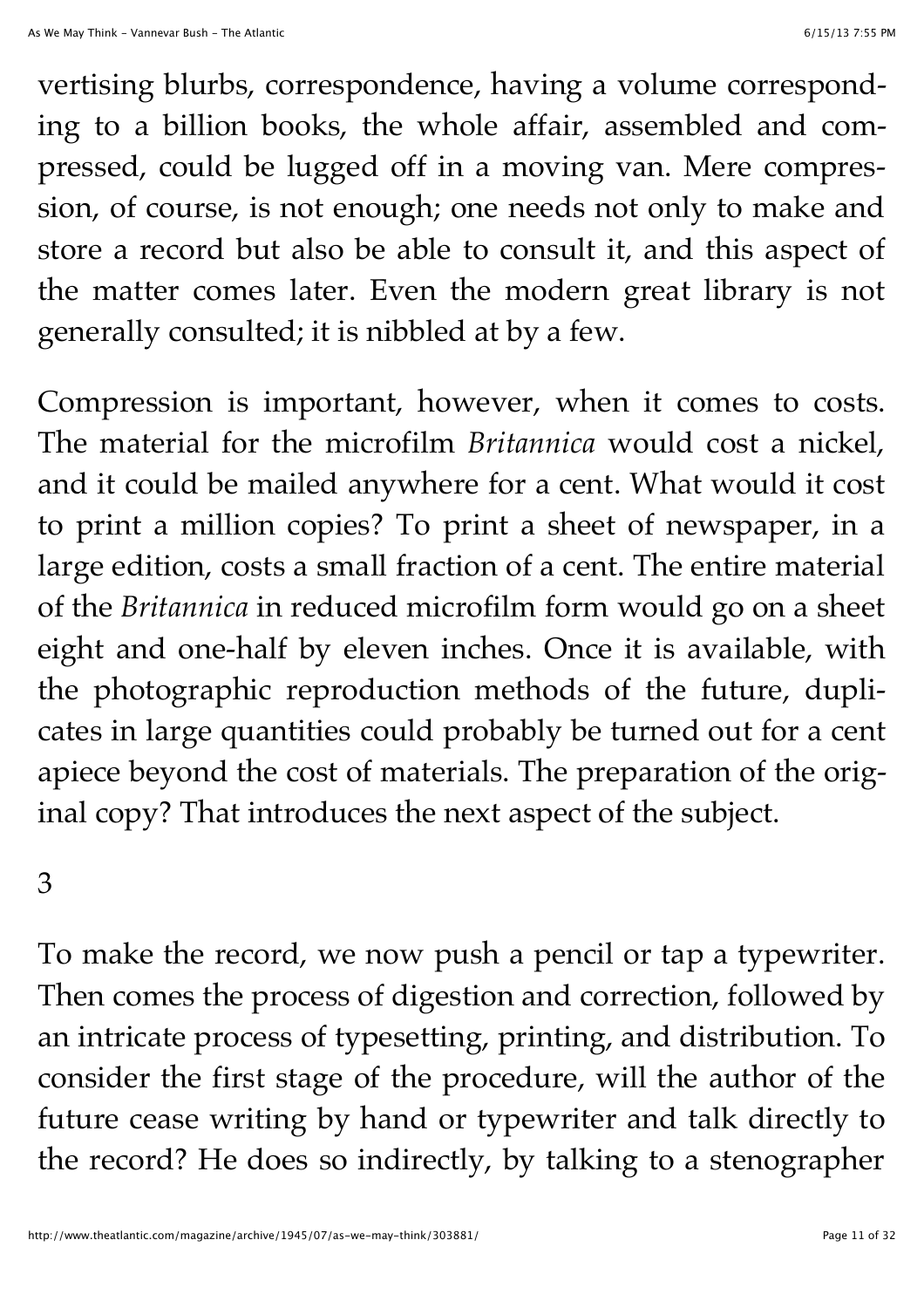vertising blurbs, correspondence, having a volume corresponding to a billion books, the whole affair, assembled and compressed, could be lugged off in a moving van. Mere compression, of course, is not enough; one needs not only to make and store a record but also be able to consult it, and this aspect of the matter comes later. Even the modern great library is not generally consulted; it is nibbled at by a few.

Compression is important, however, when it comes to costs. The material for the microfilm *Britannica* would cost a nickel, and it could be mailed anywhere for a cent. What would it cost to print a million copies? To print a sheet of newspaper, in a large edition, costs a small fraction of a cent. The entire material of the *Britannica* in reduced microfilm form would go on a sheet eight and one-half by eleven inches. Once it is available, with the photographic reproduction methods of the future, duplicates in large quantities could probably be turned out for a cent apiece beyond the cost of materials. The preparation of the original copy? That introduces the next aspect of the subject.

## 3

To make the record, we now push a pencil or tap a typewriter. Then comes the process of digestion and correction, followed by an intricate process of typesetting, printing, and distribution. To consider the first stage of the procedure, will the author of the future cease writing by hand or typewriter and talk directly to the record? He does so indirectly, by talking to a stenographer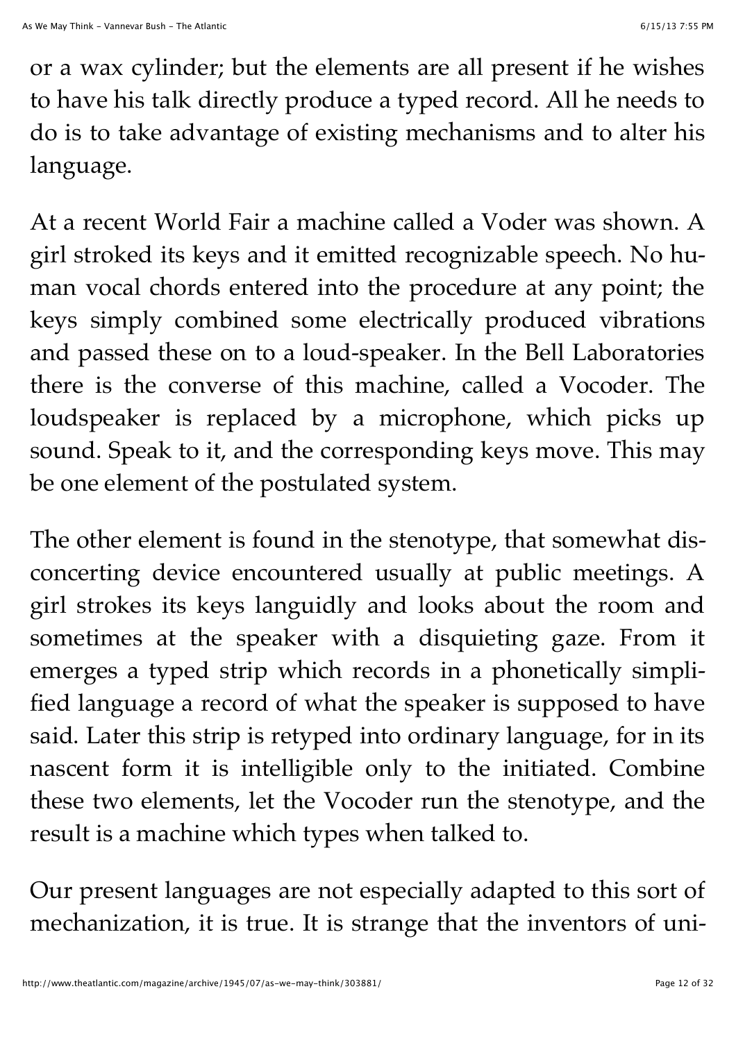or a wax cylinder; but the elements are all present if he wishes to have his talk directly produce a typed record. All he needs to do is to take advantage of existing mechanisms and to alter his language.

At a recent World Fair a machine called a Voder was shown. A girl stroked its keys and it emitted recognizable speech. No human vocal chords entered into the procedure at any point; the keys simply combined some electrically produced vibrations and passed these on to a loud-speaker. In the Bell Laboratories there is the converse of this machine, called a Vocoder. The loudspeaker is replaced by a microphone, which picks up sound. Speak to it, and the corresponding keys move. This may be one element of the postulated system.

The other element is found in the stenotype, that somewhat disconcerting device encountered usually at public meetings. A girl strokes its keys languidly and looks about the room and sometimes at the speaker with a disquieting gaze. From it emerges a typed strip which records in a phonetically simplified language a record of what the speaker is supposed to have said. Later this strip is retyped into ordinary language, for in its nascent form it is intelligible only to the initiated. Combine these two elements, let the Vocoder run the stenotype, and the result is a machine which types when talked to.

Our present languages are not especially adapted to this sort of mechanization, it is true. It is strange that the inventors of uni-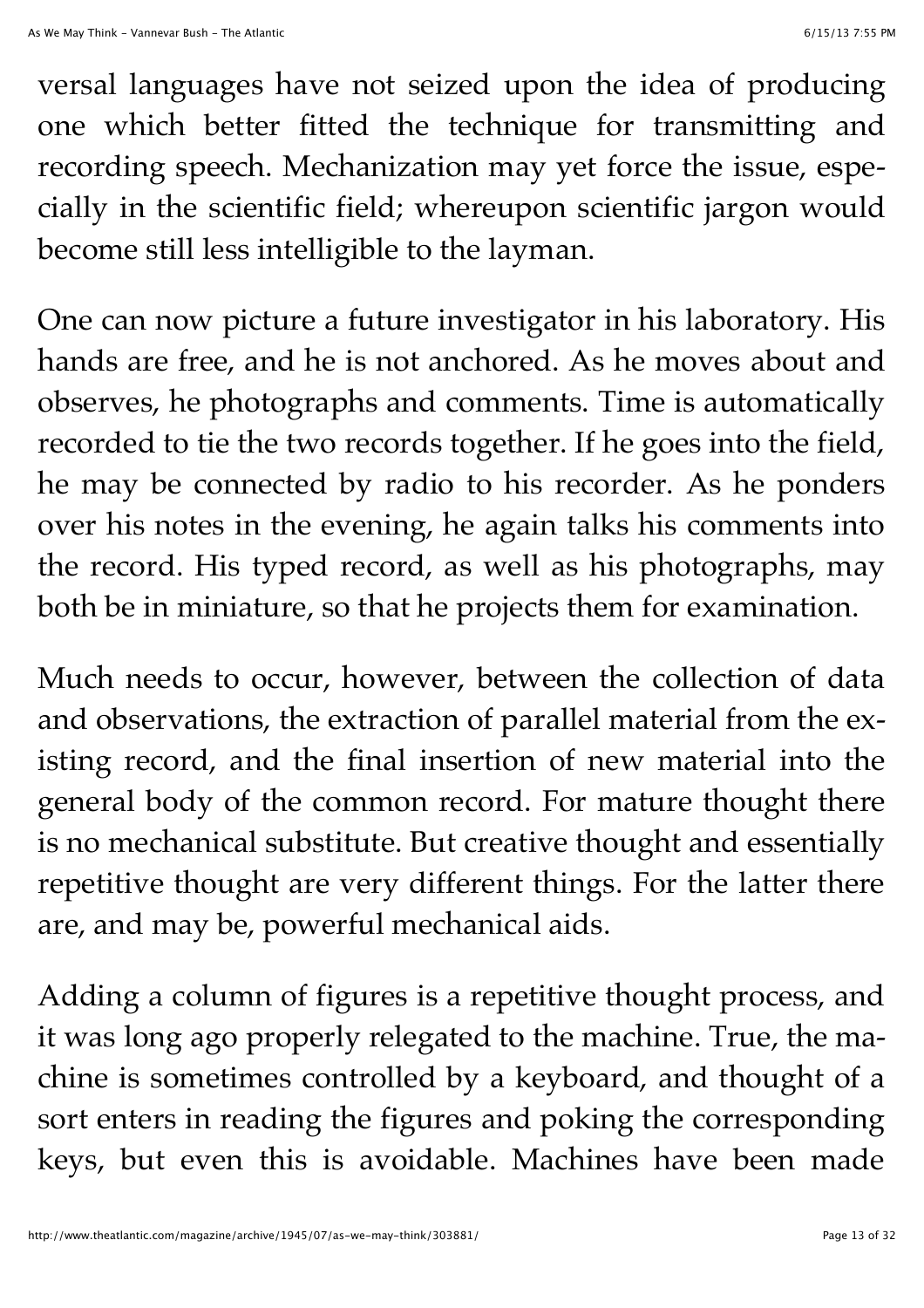versal languages have not seized upon the idea of producing one which better fitted the technique for transmitting and recording speech. Mechanization may yet force the issue, especially in the scientific field; whereupon scientific jargon would become still less intelligible to the layman.

One can now picture a future investigator in his laboratory. His hands are free, and he is not anchored. As he moves about and observes, he photographs and comments. Time is automatically recorded to tie the two records together. If he goes into the field, he may be connected by radio to his recorder. As he ponders over his notes in the evening, he again talks his comments into the record. His typed record, as well as his photographs, may both be in miniature, so that he projects them for examination.

Much needs to occur, however, between the collection of data and observations, the extraction of parallel material from the existing record, and the final insertion of new material into the general body of the common record. For mature thought there is no mechanical substitute. But creative thought and essentially repetitive thought are very different things. For the latter there are, and may be, powerful mechanical aids.

Adding a column of figures is a repetitive thought process, and it was long ago properly relegated to the machine. True, the machine is sometimes controlled by a keyboard, and thought of a sort enters in reading the figures and poking the corresponding keys, but even this is avoidable. Machines have been made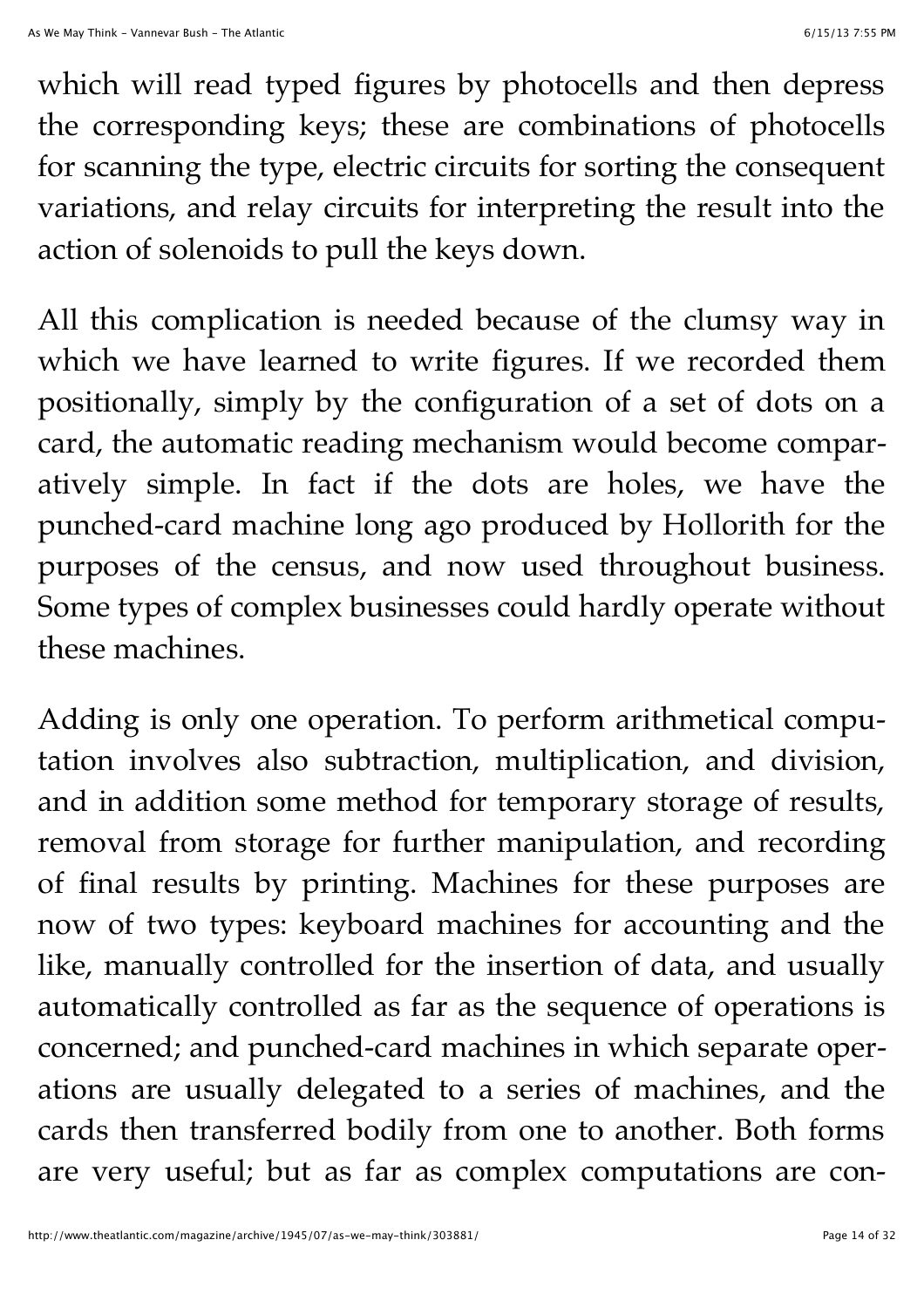which will read typed figures by photocells and then depress the corresponding keys; these are combinations of photocells for scanning the type, electric circuits for sorting the consequent variations, and relay circuits for interpreting the result into the action of solenoids to pull the keys down.

All this complication is needed because of the clumsy way in which we have learned to write figures. If we recorded them positionally, simply by the configuration of a set of dots on a card, the automatic reading mechanism would become comparatively simple. In fact if the dots are holes, we have the punched-card machine long ago produced by Hollorith for the purposes of the census, and now used throughout business. Some types of complex businesses could hardly operate without these machines.

Adding is only one operation. To perform arithmetical computation involves also subtraction, multiplication, and division, and in addition some method for temporary storage of results, removal from storage for further manipulation, and recording of final results by printing. Machines for these purposes are now of two types: keyboard machines for accounting and the like, manually controlled for the insertion of data, and usually automatically controlled as far as the sequence of operations is concerned; and punched-card machines in which separate operations are usually delegated to a series of machines, and the cards then transferred bodily from one to another. Both forms are very useful; but as far as complex computations are con-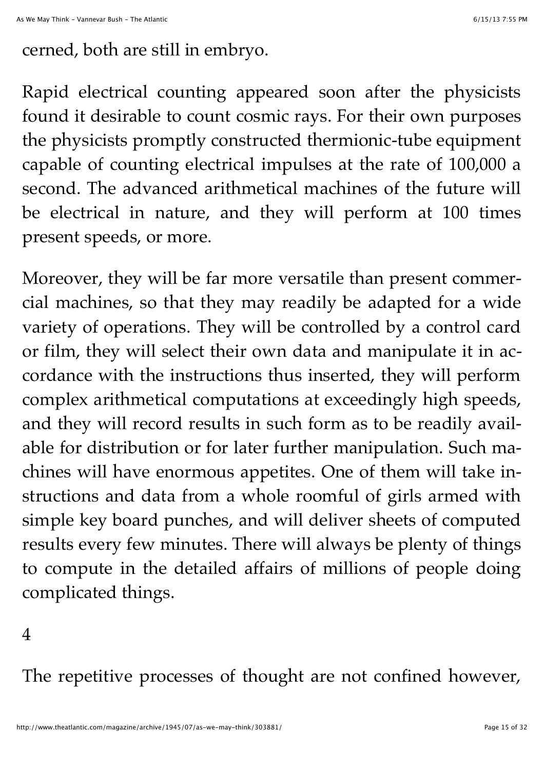cerned, both are still in embryo.

Rapid electrical counting appeared soon after the physicists found it desirable to count cosmic rays. For their own purposes the physicists promptly constructed thermionic-tube equipment capable of counting electrical impulses at the rate of 100,000 a second. The advanced arithmetical machines of the future will be electrical in nature, and they will perform at 100 times present speeds, or more.

Moreover, they will be far more versatile than present commercial machines, so that they may readily be adapted for a wide variety of operations. They will be controlled by a control card or film, they will select their own data and manipulate it in accordance with the instructions thus inserted, they will perform complex arithmetical computations at exceedingly high speeds, and they will record results in such form as to be readily available for distribution or for later further manipulation. Such machines will have enormous appetites. One of them will take instructions and data from a whole roomful of girls armed with simple key board punches, and will deliver sheets of computed results every few minutes. There will always be plenty of things to compute in the detailed affairs of millions of people doing complicated things.

## 4

The repetitive processes of thought are not confined however,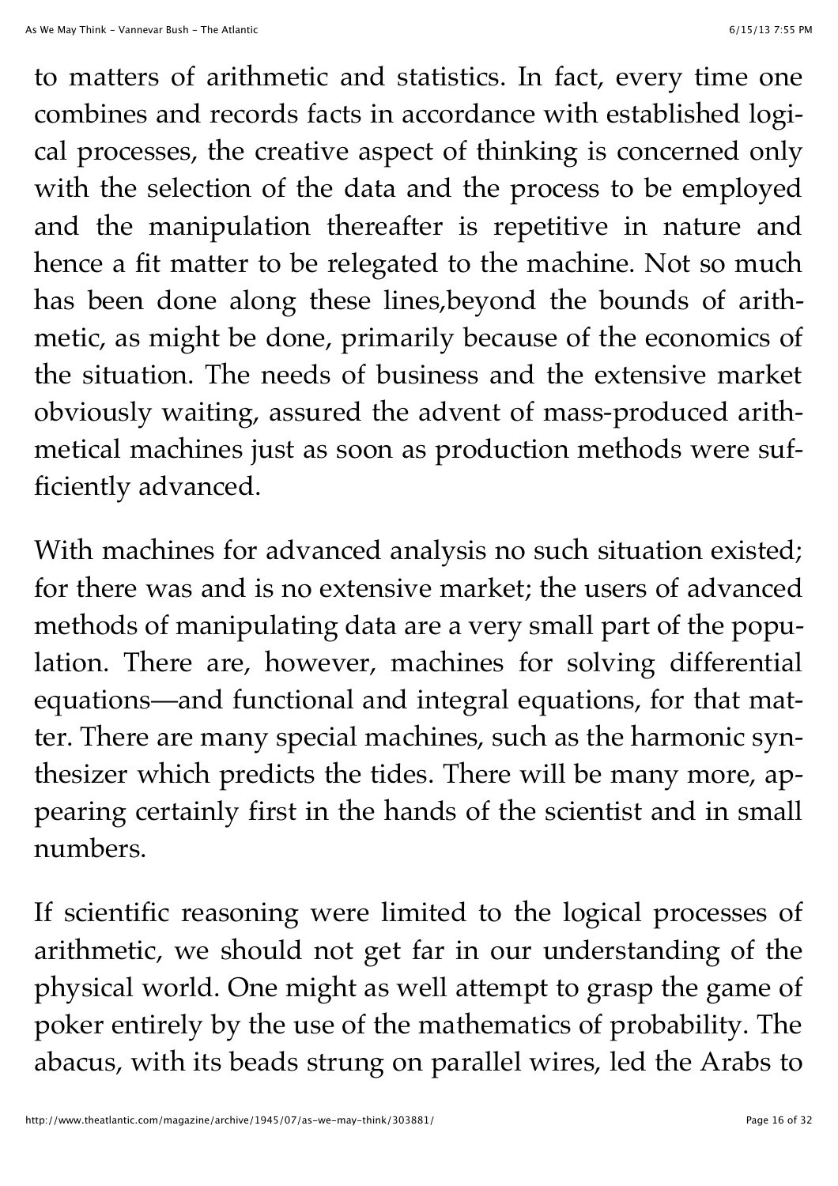to matters of arithmetic and statistics. In fact, every time one combines and records facts in accordance with established logical processes, the creative aspect of thinking is concerned only with the selection of the data and the process to be employed and the manipulation thereafter is repetitive in nature and hence a fit matter to be relegated to the machine. Not so much has been done along these lines,beyond the bounds of arithmetic, as might be done, primarily because of the economics of the situation. The needs of business and the extensive market obviously waiting, assured the advent of mass-produced arithmetical machines just as soon as production methods were sufficiently advanced.

With machines for advanced analysis no such situation existed; for there was and is no extensive market; the users of advanced methods of manipulating data are a very small part of the population. There are, however, machines for solving differential equations—and functional and integral equations, for that matter. There are many special machines, such as the harmonic synthesizer which predicts the tides. There will be many more, appearing certainly first in the hands of the scientist and in small numbers.

If scientific reasoning were limited to the logical processes of arithmetic, we should not get far in our understanding of the physical world. One might as well attempt to grasp the game of poker entirely by the use of the mathematics of probability. The abacus, with its beads strung on parallel wires, led the Arabs to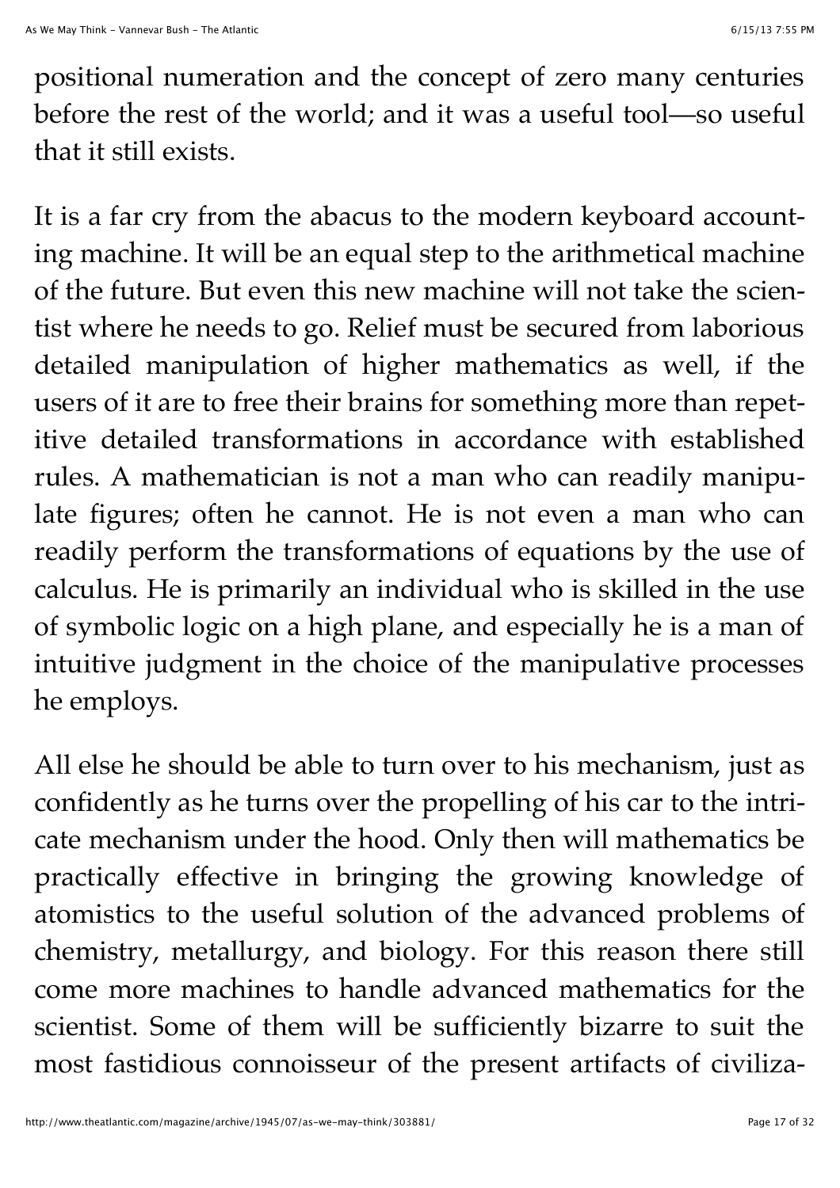positional numeration and the concept of zero many centuries before the rest of the world; and it was a useful tool—so useful that it still exists.

It is a far cry from the abacus to the modern keyboard accounting machine. It will be an equal step to the arithmetical machine of the future. But even this new machine will not take the scientist where he needs to go. Relief must be secured from laborious detailed manipulation of higher mathematics as well, if the users of it are to free their brains for something more than repetitive detailed transformations in accordance with established rules. A mathematician is not a man who can readily manipulate figures; often he cannot. He is not even a man who can readily perform the transformations of equations by the use of calculus. He is primarily an individual who is skilled in the use of symbolic logic on a high plane, and especially he is a man of intuitive judgment in the choice of the manipulative processes he employs.

All else he should be able to turn over to his mechanism, just as confidently as he turns over the propelling of his car to the intricate mechanism under the hood. Only then will mathematics be practically effective in bringing the growing knowledge of atomistics to the useful solution of the advanced problems of chemistry, metallurgy, and biology. For this reason there still come more machines to handle advanced mathematics for the scientist. Some of them will be sufficiently bizarre to suit the most fastidious connoisseur of the present artifacts of civiliza-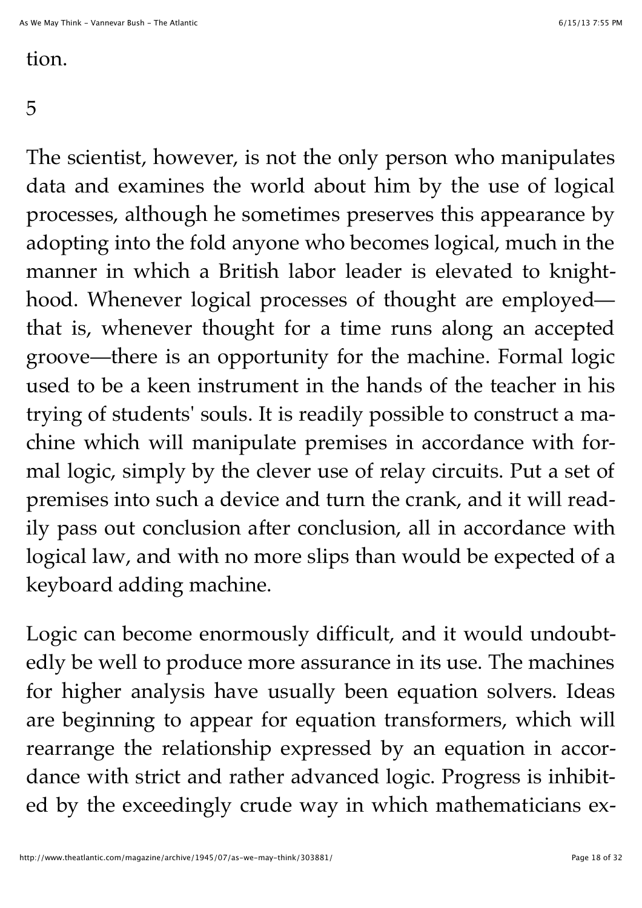tion.

## 5

The scientist, however, is not the only person who manipulates data and examines the world about him by the use of logical processes, although he sometimes preserves this appearance by adopting into the fold anyone who becomes logical, much in the manner in which a British labor leader is elevated to knighthood. Whenever logical processes of thought are employed—that is, whenever thought for a time runs along an accepted groove—there is an opportunity for the machine. Formal logic used to be a keen instrument in the hands of the teacher in his trying of students' souls. It is readily possible to construct a machine which will manipulate premises in accordance with formal logic, simply by the clever use of relay circuits. Put a set of premises into such a device and turn the crank, and it will readily pass out conclusion after conclusion, all in accordance with logical law, and with no more slips than would be expected of a keyboard adding machine.

Logic can become enormously difficult, and it would undoubtedly be well to produce more assurance in its use. The machines for higher analysis have usually been equation solvers. Ideas are beginning to appear for equation transformers, which will rearrange the relationship expressed by an equation in accordance with strict and rather advanced logic. Progress is inhibited by the exceedingly crude way in which mathematicians ex-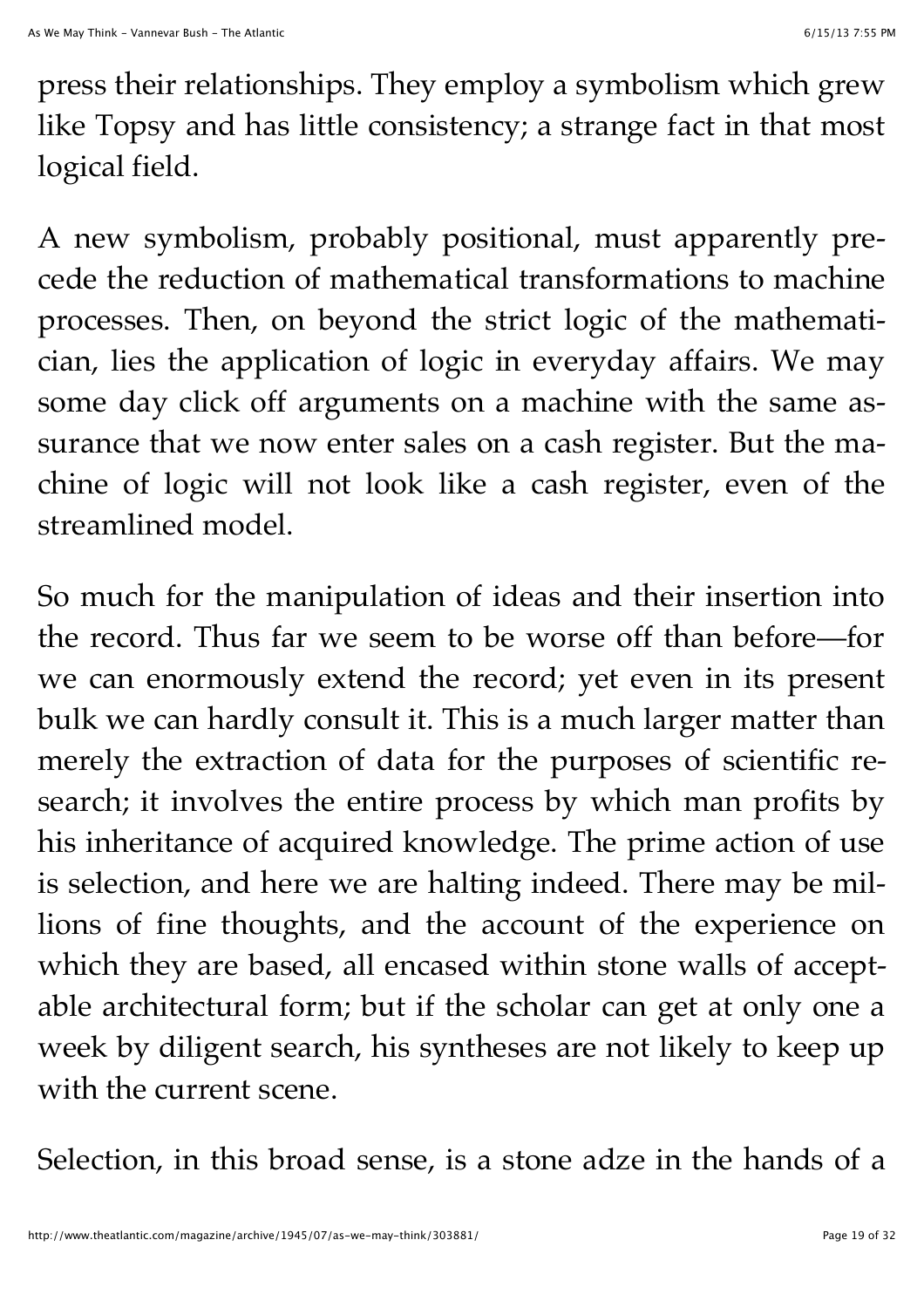press their relationships. They employ a symbolism which grew like Topsy and has little consistency; a strange fact in that most logical field.

A new symbolism, probably positional, must apparently precede the reduction of mathematical transformations to machine processes. Then, on beyond the strict logic of the mathematician, lies the application of logic in everyday affairs. We may some day click off arguments on a machine with the same assurance that we now enter sales on a cash register. But the machine of logic will not look like a cash register, even of the streamlined model.

So much for the manipulation of ideas and their insertion into the record. Thus far we seem to be worse off than before—for we can enormously extend the record; yet even in its present bulk we can hardly consult it. This is a much larger matter than merely the extraction of data for the purposes of scientific research; it involves the entire process by which man profits by his inheritance of acquired knowledge. The prime action of use is selection, and here we are halting indeed. There may be millions of fine thoughts, and the account of the experience on which they are based, all encased within stone walls of acceptable architectural form; but if the scholar can get at only one a week by diligent search, his syntheses are not likely to keep up with the current scene.

Selection, in this broad sense, is a stone adze in the hands of a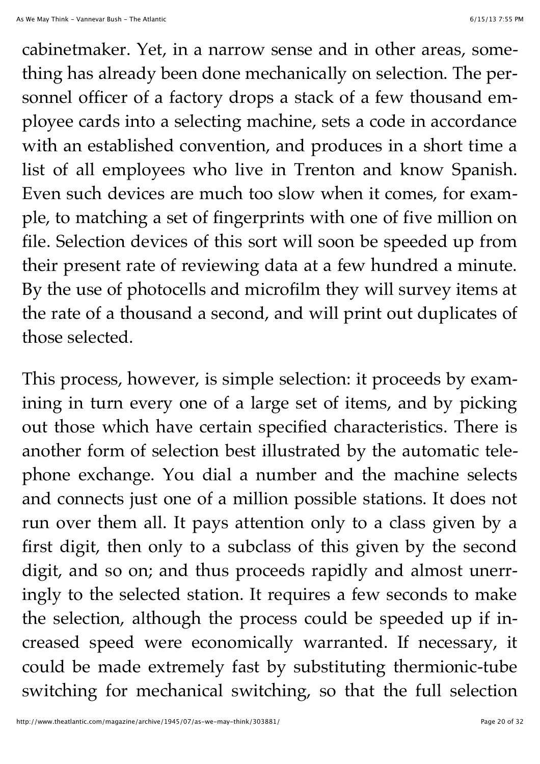cabinetmaker. Yet, in a narrow sense and in other areas, something has already been done mechanically on selection. The personnel officer of a factory drops a stack of a few thousand employee cards into a selecting machine, sets a code in accordance with an established convention, and produces in a short time a list of all employees who live in Trenton and know Spanish. Even such devices are much too slow when it comes, for example, to matching a set of fingerprints with one of five million on file. Selection devices of this sort will soon be speeded up from their present rate of reviewing data at a few hundred a minute. By the use of photocells and microfilm they will survey items at the rate of a thousand a second, and will print out duplicates of those selected.

This process, however, is simple selection: it proceeds by examining in turn every one of a large set of items, and by picking out those which have certain specified characteristics. There is another form of selection best illustrated by the automatic telephone exchange. You dial a number and the machine selects and connects just one of a million possible stations. It does not run over them all. It pays attention only to a class given by a first digit, then only to a subclass of this given by the second digit, and so on; and thus proceeds rapidly and almost unerringly to the selected station. It requires a few seconds to make the selection, although the process could be speeded up if increased speed were economically warranted. If necessary, it could be made extremely fast by substituting thermionic-tube switching for mechanical switching, so that the full selection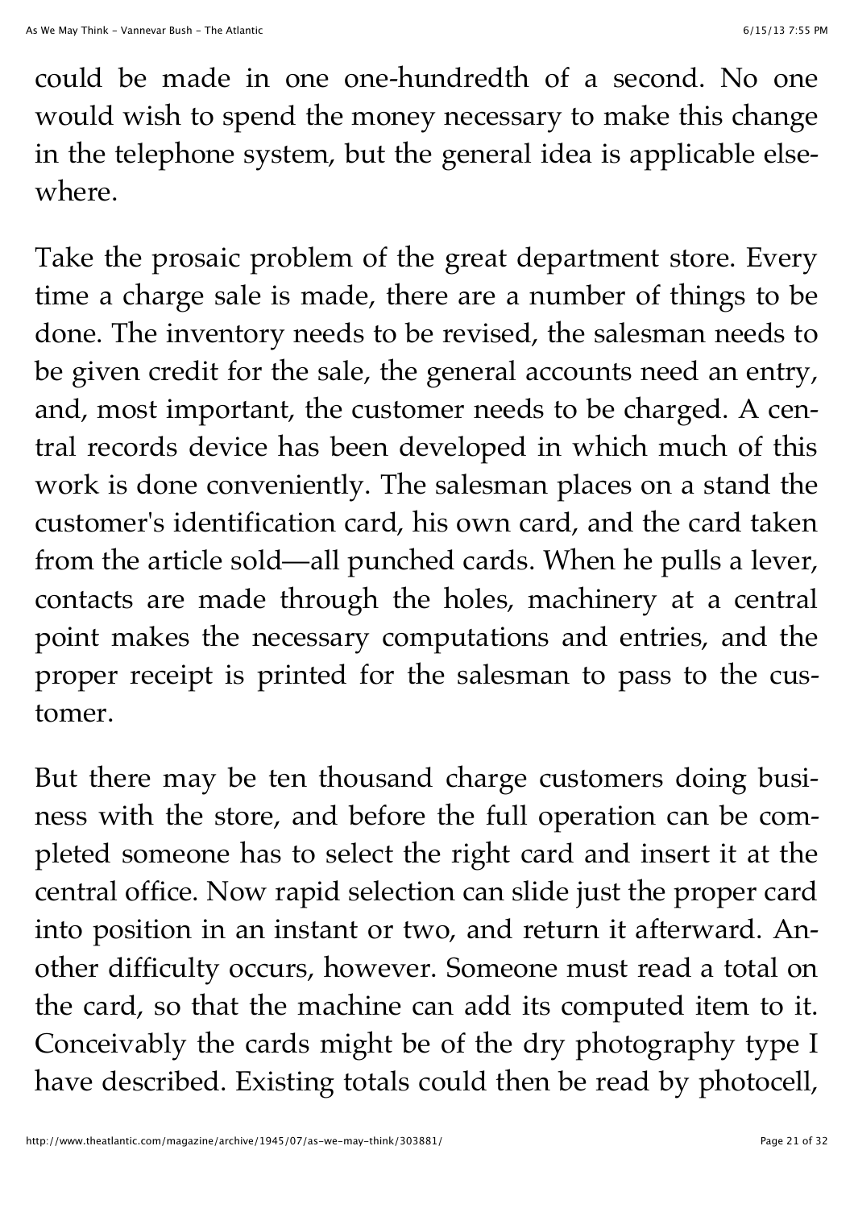could be made in one one-hundredth of a second. No one would wish to spend the money necessary to make this change in the telephone system, but the general idea is applicable elsewhere.

Take the prosaic problem of the great department store. Every time a charge sale is made, there are a number of things to be done. The inventory needs to be revised, the salesman needs to be given credit for the sale, the general accounts need an entry, and, most important, the customer needs to be charged. A central records device has been developed in which much of this work is done conveniently. The salesman places on a stand the customer's identification card, his own card, and the card taken from the article sold—all punched cards. When he pulls a lever, contacts are made through the holes, machinery at a central point makes the necessary computations and entries, and the proper receipt is printed for the salesman to pass to the customer.

But there may be ten thousand charge customers doing business with the store, and before the full operation can be completed someone has to select the right card and insert it at the central office. Now rapid selection can slide just the proper card into position in an instant or two, and return it afterward. Another difficulty occurs, however. Someone must read a total on the card, so that the machine can add its computed item to it. Conceivably the cards might be of the dry photography type I have described. Existing totals could then be read by photocell,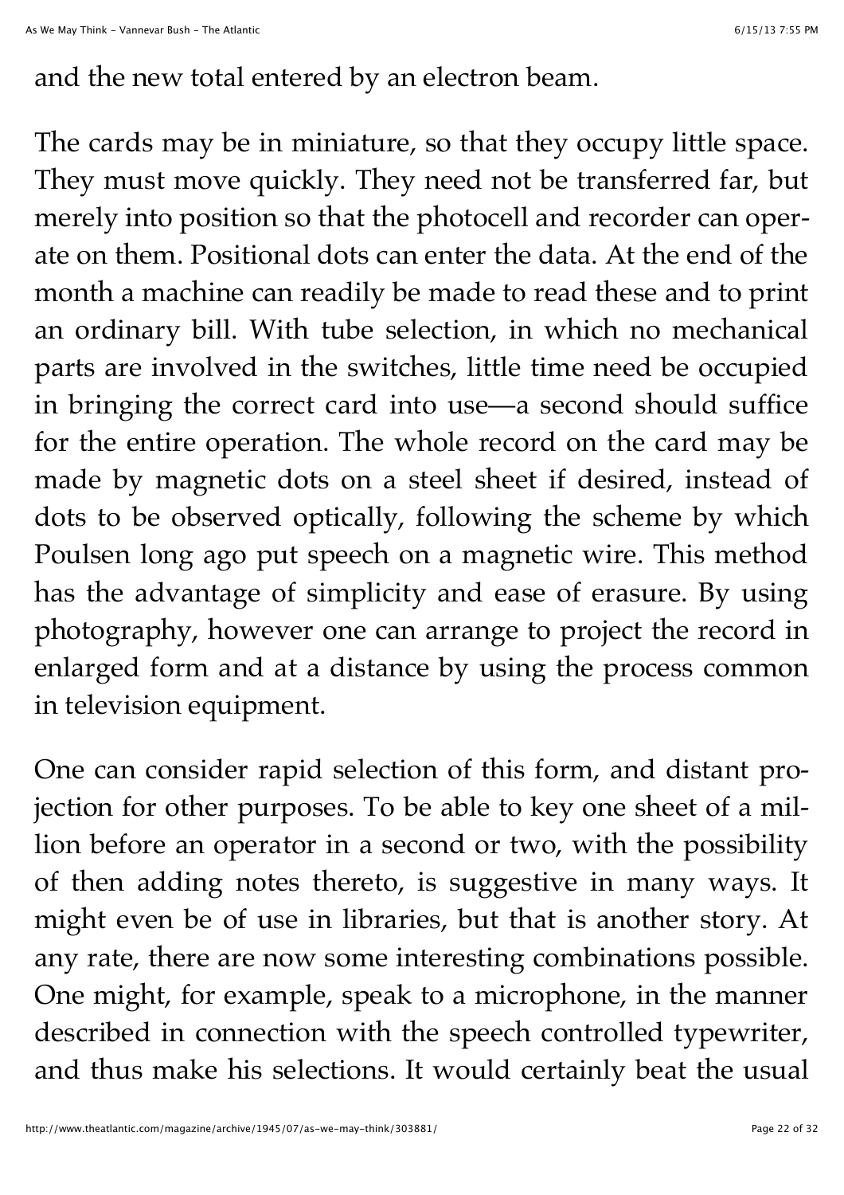and the new total entered by an electron beam.

The cards may be in miniature, so that they occupy little space. They must move quickly. They need not be transferred far, but merely into position so that the photocell and recorder can operate on them. Positional dots can enter the data. At the end of the month a machine can readily be made to read these and to print an ordinary bill. With tube selection, in which no mechanical parts are involved in the switches, little time need be occupied in bringing the correct card into use—a second should suffice for the entire operation. The whole record on the card may be made by magnetic dots on a steel sheet if desired, instead of dots to be observed optically, following the scheme by which Poulsen long ago put speech on a magnetic wire. This method has the advantage of simplicity and ease of erasure. By using photography, however one can arrange to project the record in enlarged form and at a distance by using the process common in television equipment.

One can consider rapid selection of this form, and distant projection for other purposes. To be able to key one sheet of a million before an operator in a second or two, with the possibility of then adding notes thereto, is suggestive in many ways. It might even be of use in libraries, but that is another story. At any rate, there are now some interesting combinations possible. One might, for example, speak to a microphone, in the manner described in connection with the speech controlled typewriter, and thus make his selections. It would certainly beat the usual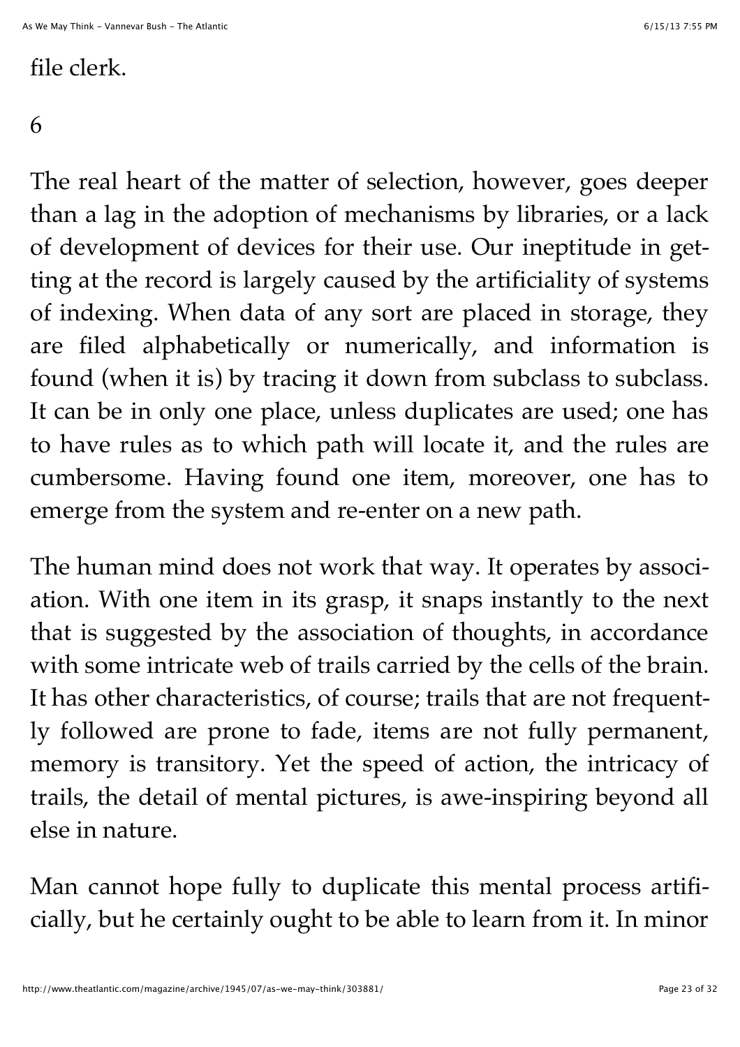file clerk.

6

The real heart of the matter of selection, however, goes deeper than a lag in the adoption of mechanisms by libraries, or a lack of development of devices for their use. Our ineptitude in getting at the record is largely caused by the artificiality of systems of indexing. When data of any sort are placed in storage, they are filed alphabetically or numerically, and information is found (when it is) by tracing it down from subclass to subclass. It can be in only one place, unless duplicates are used; one has to have rules as to which path will locate it, and the rules are cumbersome. Having found one item, moreover, one has to emerge from the system and re-enter on a new path.

The human mind does not work that way. It operates by association. With one item in its grasp, it snaps instantly to the next that is suggested by the association of thoughts, in accordance with some intricate web of trails carried by the cells of the brain. It has other characteristics, of course; trails that are not frequently followed are prone to fade, items are not fully permanent, memory is transitory. Yet the speed of action, the intricacy of trails, the detail of mental pictures, is awe-inspiring beyond all else in nature.

Man cannot hope fully to duplicate this mental process artificially, but he certainly ought to be able to learn from it. In minor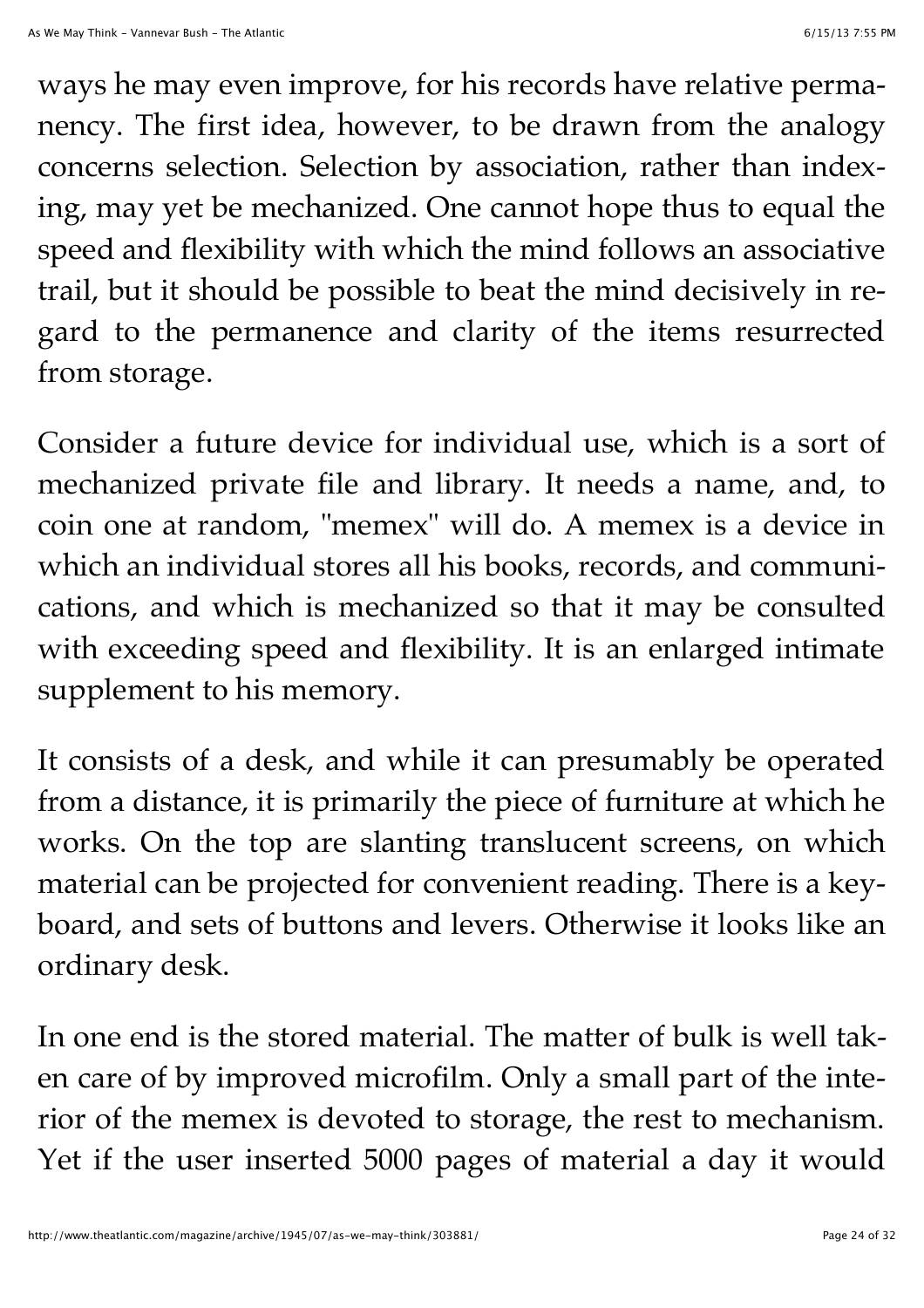ways he may even improve, for his records have relative permanency. The first idea, however, to be drawn from the analogy concerns selection. Selection by association, rather than indexing, may yet be mechanized. One cannot hope thus to equal the speed and flexibility with which the mind follows an associative trail, but it should be possible to beat the mind decisively in regard to the permanence and clarity of the items resurrected from storage.

Consider a future device for individual use, which is a sort of mechanized private file and library. It needs a name, and, to coin one at random, "memex" will do. A memex is a device in which an individual stores all his books, records, and communications, and which is mechanized so that it may be consulted with exceeding speed and flexibility. It is an enlarged intimate supplement to his memory.

It consists of a desk, and while it can presumably be operated from a distance, it is primarily the piece of furniture at which he works. On the top are slanting translucent screens, on which material can be projected for convenient reading. There is a keyboard, and sets of buttons and levers. Otherwise it looks like an ordinary desk.

In one end is the stored material. The matter of bulk is well taken care of by improved microfilm. Only a small part of the interior of the memex is devoted to storage, the rest to mechanism. Yet if the user inserted 5000 pages of material a day it would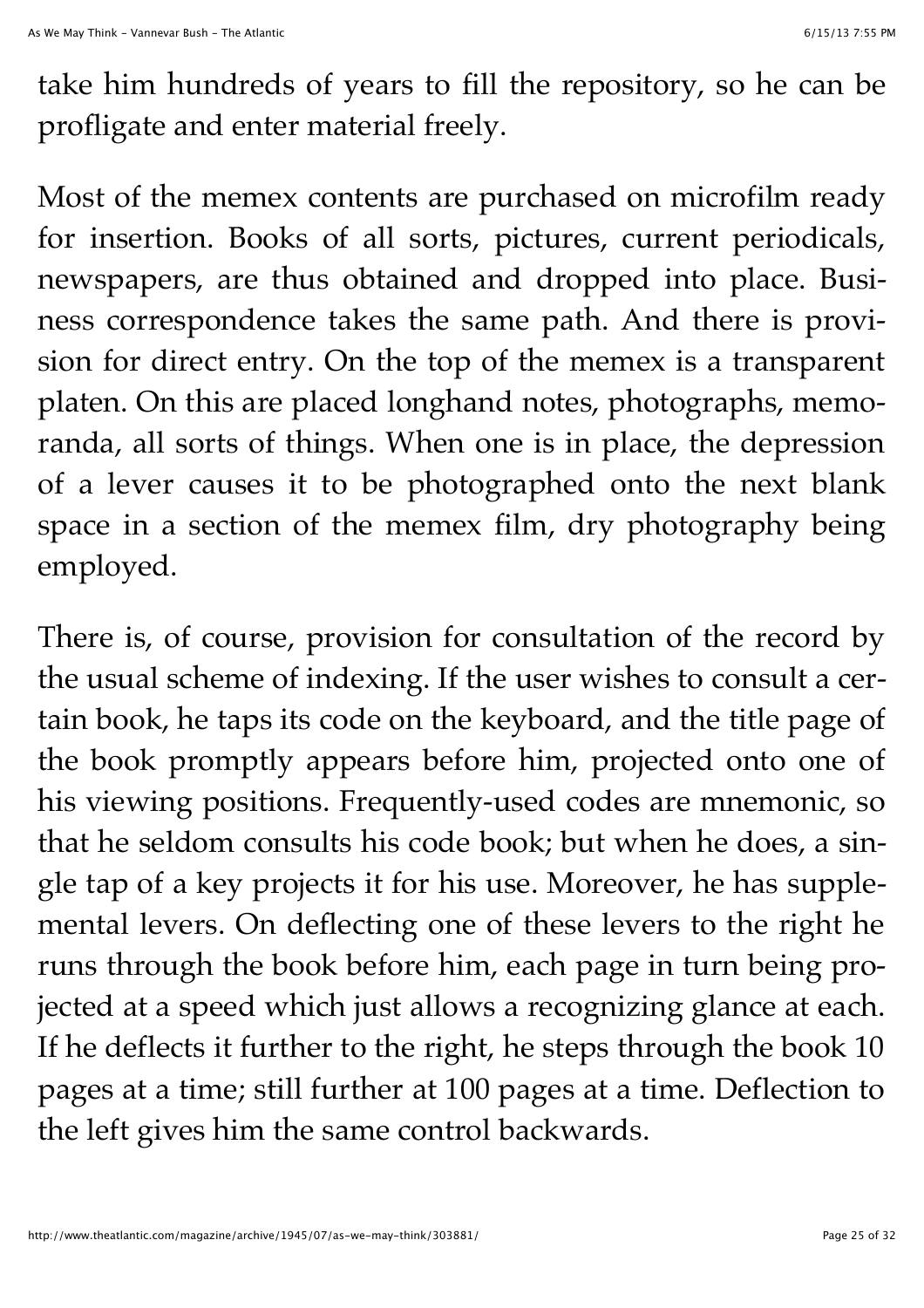take him hundreds of years to fill the repository, so he can be profligate and enter material freely.

Most of the memex contents are purchased on microfilm ready for insertion. Books of all sorts, pictures, current periodicals, newspapers, are thus obtained and dropped into place. Business correspondence takes the same path. And there is provision for direct entry. On the top of the memex is a transparent platen. On this are placed longhand notes, photographs, memoranda, all sorts of things. When one is in place, the depression of a lever causes it to be photographed onto the next blank space in a section of the memex film, dry photography being employed.

There is, of course, provision for consultation of the record by the usual scheme of indexing. If the user wishes to consult a certain book, he taps its code on the keyboard, and the title page of the book promptly appears before him, projected onto one of his viewing positions. Frequently-used codes are mnemonic, so that he seldom consults his code book; but when he does, a single tap of a key projects it for his use. Moreover, he has supplemental levers. On deflecting one of these levers to the right he runs through the book before him, each page in turn being projected at a speed which just allows a recognizing glance at each. If he deflects it further to the right, he steps through the book 10 pages at a time; still further at 100 pages at a time. Deflection to the left gives him the same control backwards.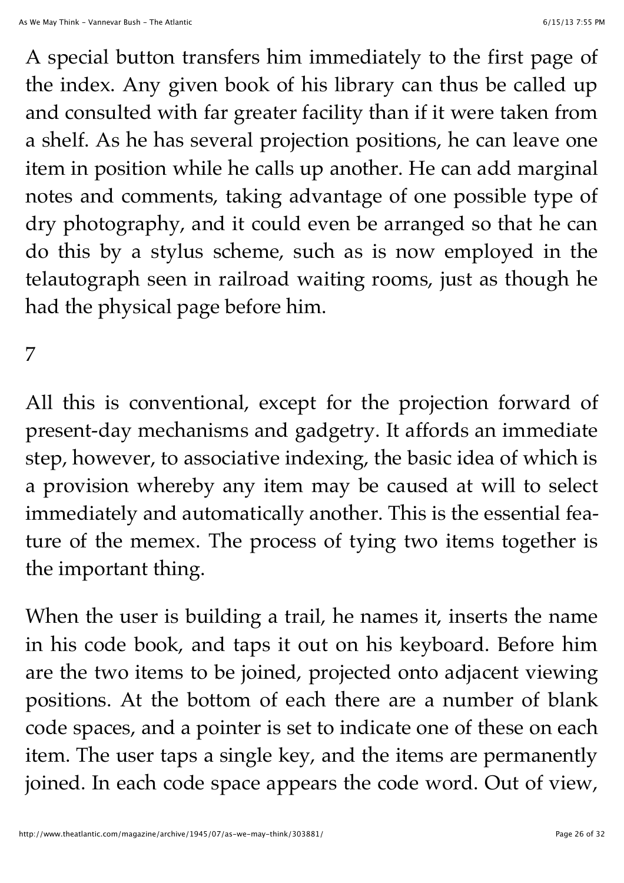A special button transfers him immediately to the first page of the index. Any given book of his library can thus be called up and consulted with far greater facility than if it were taken from a shelf. As he has several projection positions, he can leave one item in position while he calls up another. He can add marginal notes and comments, taking advantage of one possible type of dry photography, and it could even be arranged so that he can do this by a stylus scheme, such as is now employed in the telautograph seen in railroad waiting rooms, just as though he had the physical page before him.

7

All this is conventional, except for the projection forward of present-day mechanisms and gadgetry. It affords an immediate step, however, to associative indexing, the basic idea of which is a provision whereby any item may be caused at will to select immediately and automatically another. This is the essential feature of the memex. The process of tying two items together is the important thing.

When the user is building a trail, he names it, inserts the name in his code book, and taps it out on his keyboard. Before him are the two items to be joined, projected onto adjacent viewing positions. At the bottom of each there are a number of blank code spaces, and a pointer is set to indicate one of these on each item. The user taps a single key, and the items are permanently joined. In each code space appears the code word. Out of view,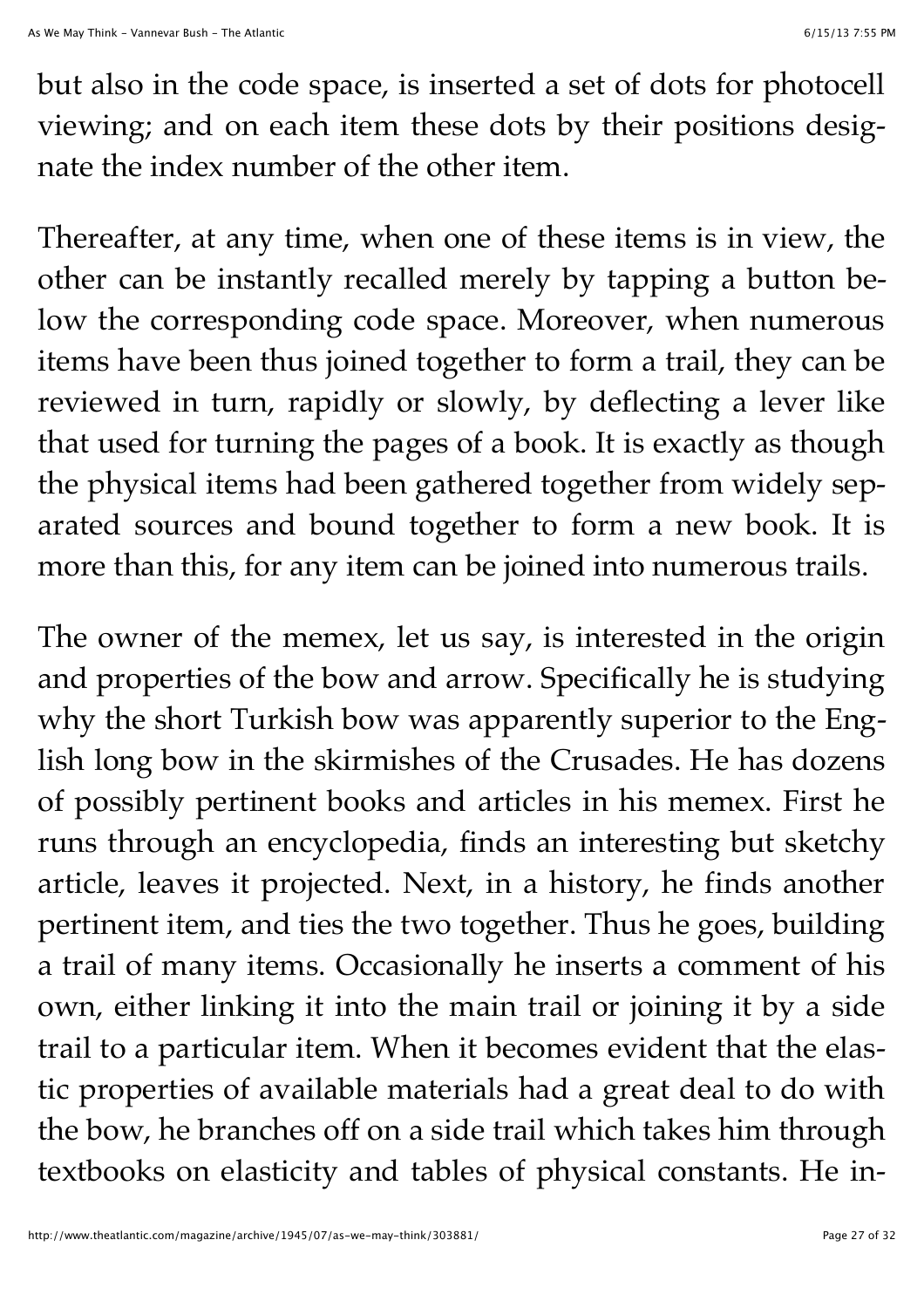but also in the code space, is inserted a set of dots for photocell viewing; and on each item these dots by their positions designate the index number of the other item.

Thereafter, at any time, when one of these items is in view, the other can be instantly recalled merely by tapping a button below the corresponding code space. Moreover, when numerous items have been thus joined together to form a trail, they can be reviewed in turn, rapidly or slowly, by deflecting a lever like that used for turning the pages of a book. It is exactly as though the physical items had been gathered together from widely separated sources and bound together to form a new book. It is more than this, for any item can be joined into numerous trails.

The owner of the memex, let us say, is interested in the origin and properties of the bow and arrow. Specifically he is studying why the short Turkish bow was apparently superior to the English long bow in the skirmishes of the Crusades. He has dozens of possibly pertinent books and articles in his memex. First he runs through an encyclopedia, finds an interesting but sketchy article, leaves it projected. Next, in a history, he finds another pertinent item, and ties the two together. Thus he goes, building a trail of many items. Occasionally he inserts a comment of his own, either linking it into the main trail or joining it by a side trail to a particular item. When it becomes evident that the elastic properties of available materials had a great deal to do with the bow, he branches off on a side trail which takes him through textbooks on elasticity and tables of physical constants. He in-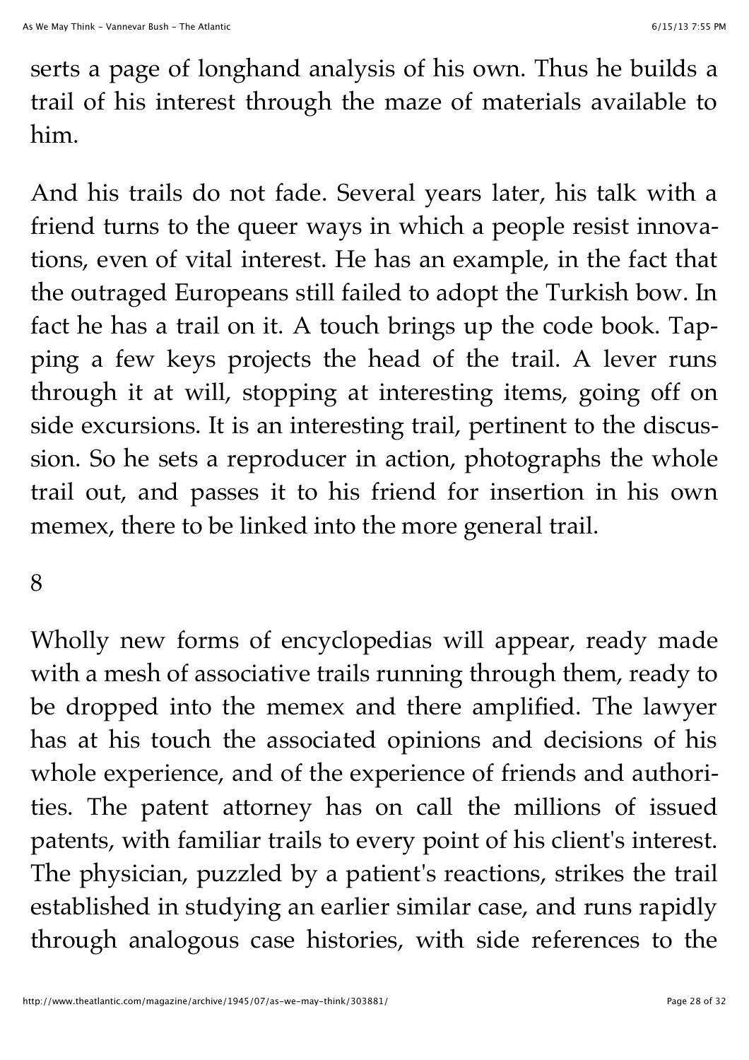serts a page of longhand analysis of his own. Thus he builds a trail of his interest through the maze of materials available to him.

And his trails do not fade. Several years later, his talk with a friend turns to the queer ways in which a people resist innovations, even of vital interest. He has an example, in the fact that the outraged Europeans still failed to adopt the Turkish bow. In fact he has a trail on it. A touch brings up the code book. Tapping a few keys projects the head of the trail. A lever runs through it at will, stopping at interesting items, going off on side excursions. It is an interesting trail, pertinent to the discussion. So he sets a reproducer in action, photographs the whole trail out, and passes it to his friend for insertion in his own memex, there to be linked into the more general trail.

## 8

Wholly new forms of encyclopedias will appear, ready made with a mesh of associative trails running through them, ready to be dropped into the memex and there amplified. The lawyer has at his touch the associated opinions and decisions of his whole experience, and of the experience of friends and authorities. The patent attorney has on call the millions of issued patents, with familiar trails to every point of his client's interest. The physician, puzzled by a patient's reactions, strikes the trail established in studying an earlier similar case, and runs rapidly through analogous case histories, with side references to the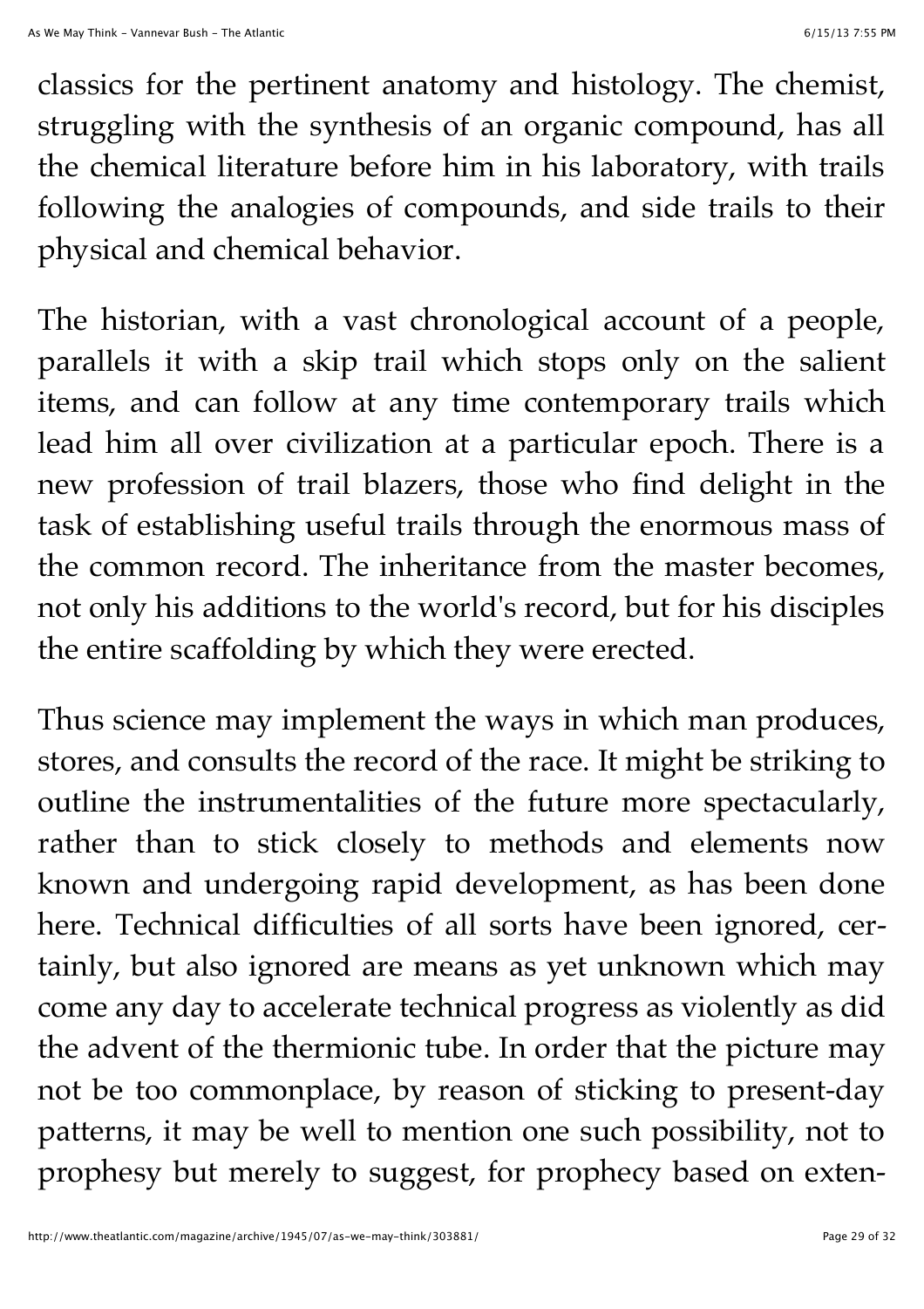classics for the pertinent anatomy and histology. The chemist, struggling with the synthesis of an organic compound, has all the chemical literature before him in his laboratory, with trails following the analogies of compounds, and side trails to their physical and chemical behavior.

The historian, with a vast chronological account of a people, parallels it with a skip trail which stops only on the salient items, and can follow at any time contemporary trails which lead him all over civilization at a particular epoch. There is a new profession of trail blazers, those who find delight in the task of establishing useful trails through the enormous mass of the common record. The inheritance from the master becomes, not only his additions to the world's record, but for his disciples the entire scaffolding by which they were erected.

Thus science may implement the ways in which man produces, stores, and consults the record of the race. It might be striking to outline the instrumentalities of the future more spectacularly, rather than to stick closely to methods and elements now known and undergoing rapid development, as has been done here. Technical difficulties of all sorts have been ignored, certainly, but also ignored are means as yet unknown which may come any day to accelerate technical progress as violently as did the advent of the thermionic tube. In order that the picture may not be too commonplace, by reason of sticking to present-day patterns, it may be well to mention one such possibility, not to prophesy but merely to suggest, for prophecy based on exten-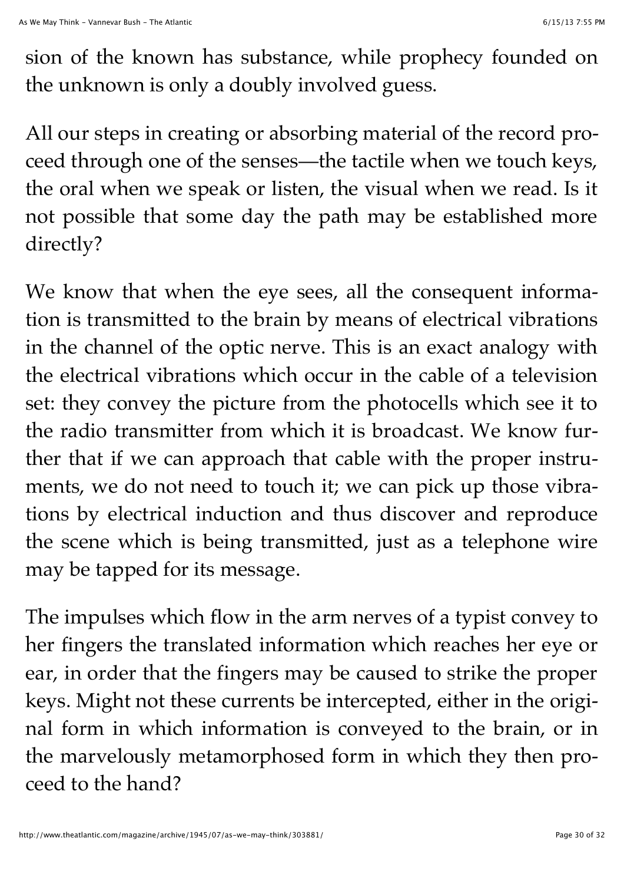sion of the known has substance, while prophecy founded on the unknown is only a doubly involved guess.

All our steps in creating or absorbing material of the record proceed through one of the senses—the tactile when we touch keys, the oral when we speak or listen, the visual when we read. Is it not possible that some day the path may be established more directly?

We know that when the eye sees, all the consequent information is transmitted to the brain by means of electrical vibrations in the channel of the optic nerve. This is an exact analogy with the electrical vibrations which occur in the cable of a television set: they convey the picture from the photocells which see it to the radio transmitter from which it is broadcast. We know further that if we can approach that cable with the proper instruments, we do not need to touch it; we can pick up those vibrations by electrical induction and thus discover and reproduce the scene which is being transmitted, just as a telephone wire may be tapped for its message.

The impulses which flow in the arm nerves of a typist convey to her fingers the translated information which reaches her eye or ear, in order that the fingers may be caused to strike the proper keys. Might not these currents be intercepted, either in the original form in which information is conveyed to the brain, or in the marvelously metamorphosed form in which they then proceed to the hand?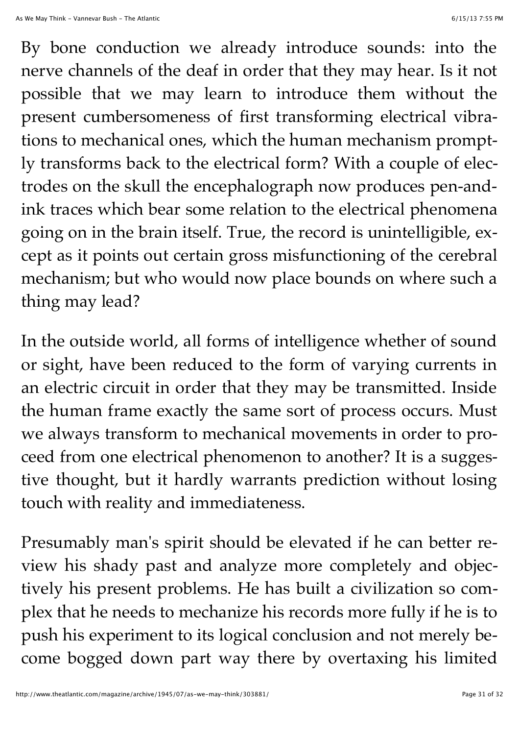By bone conduction we already introduce sounds: into the nerve channels of the deaf in order that they may hear. Is it not possible that we may learn to introduce them without the present cumbersomeness of first transforming electrical vibrations to mechanical ones, which the human mechanism promptly transforms back to the electrical form? With a couple of electrodes on the skull the encephalograph now produces pen-and-ink traces which bear some relation to the electrical phenomena going on in the brain itself. True, the record is unintelligible, except as it points out certain gross misfunctioning of the cerebral mechanism; but who would now place bounds on where such a thing may lead?

In the outside world, all forms of intelligence whether of sound or sight, have been reduced to the form of varying currents in an electric circuit in order that they may be transmitted. Inside the human frame exactly the same sort of process occurs. Must we always transform to mechanical movements in order to proceed from one electrical phenomenon to another? It is a suggestive thought, but it hardly warrants prediction without losing touch with reality and immediateness.

Presumably man's spirit should be elevated if he can better review his shady past and analyze more completely and objectively his present problems. He has built a civilization so complex that he needs to mechanize his records more fully if he is to push his experiment to its logical conclusion and not merely become bogged down part way there by overtaxing his limited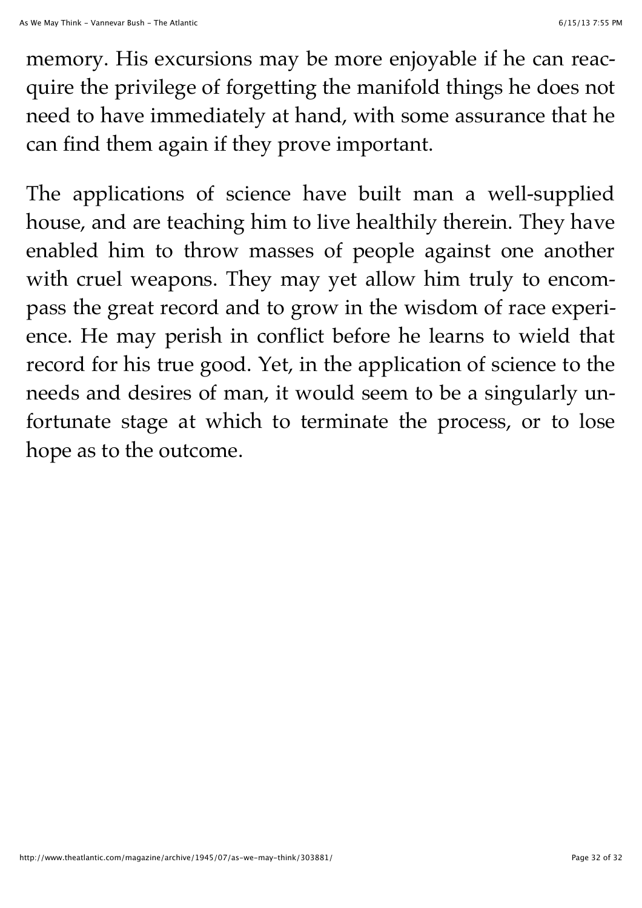memory. His excursions may be more enjoyable if he can reacquire the privilege of forgetting the manifold things he does not need to have immediately at hand, with some assurance that he can find them again if they prove important.

The applications of science have built man a well-supplied house, and are teaching him to live healthily therein. They have enabled him to throw masses of people against one another with cruel weapons. They may yet allow him truly to encompass the great record and to grow in the wisdom of race experience. He may perish in conflict before he learns to wield that record for his true good. Yet, in the application of science to the needs and desires of man, it would seem to be a singularly unfortunate stage at which to terminate the process, or to lose hope as to the outcome.